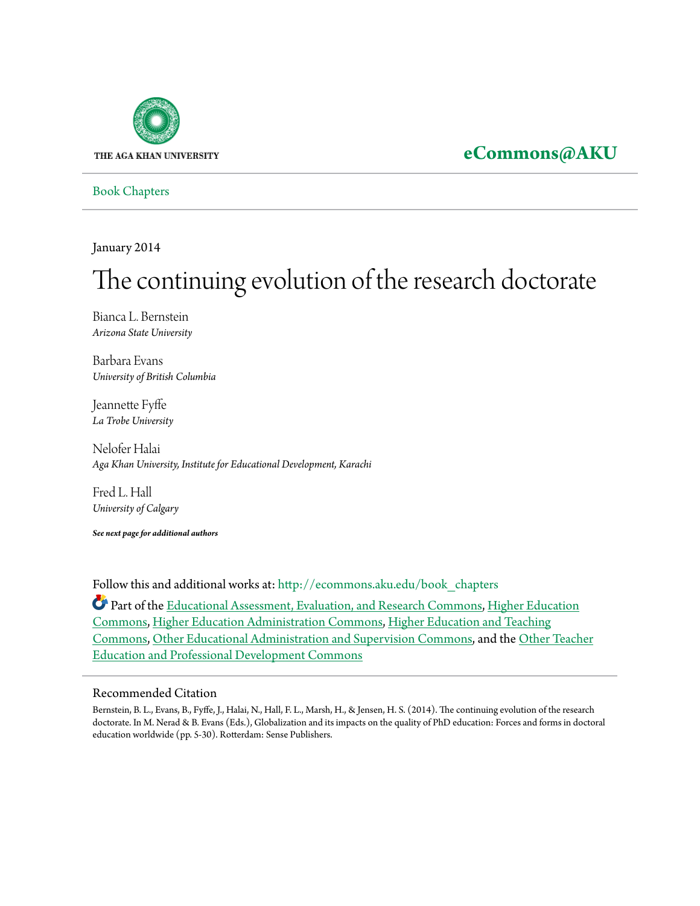THE AGA KHAN UNIVERSITY

**eCommons@AKU**

Book Chapters

January 2014

# The continuing evolution of the research doctorate

Bianca L. Bernstein
*Arizona State University*

Barbara Evans
*University of British Columbia*

Jeannette Fyffe
*La Trobe University*

Nelofer Halai
*Aga Khan University, Institute for Educational Development, Karachi*

Fred L. Hall
*University of Calgary*

***See next page for additional authors***

Follow this and additional works at: http://ecommons.aku.edu/book_chapters

Part of the Educational Assessment, Evaluation, and Research Commons, Higher Education Commons, Higher Education Administration Commons, Higher Education and Teaching Commons, Other Educational Administration and Supervision Commons, and the Other Teacher Education and Professional Development Commons

## Recommended Citation

Bernstein, B. L., Evans, B., Fyffe, J., Halai, N., Hall, F. L., Marsh, H., & Jensen, H. S. (2014). The continuing evolution of the research doctorate. In M. Nerad & B. Evans (Eds.), Globalization and its impacts on the quality of PhD education: Forces and forms in doctoral education worldwide (pp. 5-30). Rotterdam: Sense Publishers.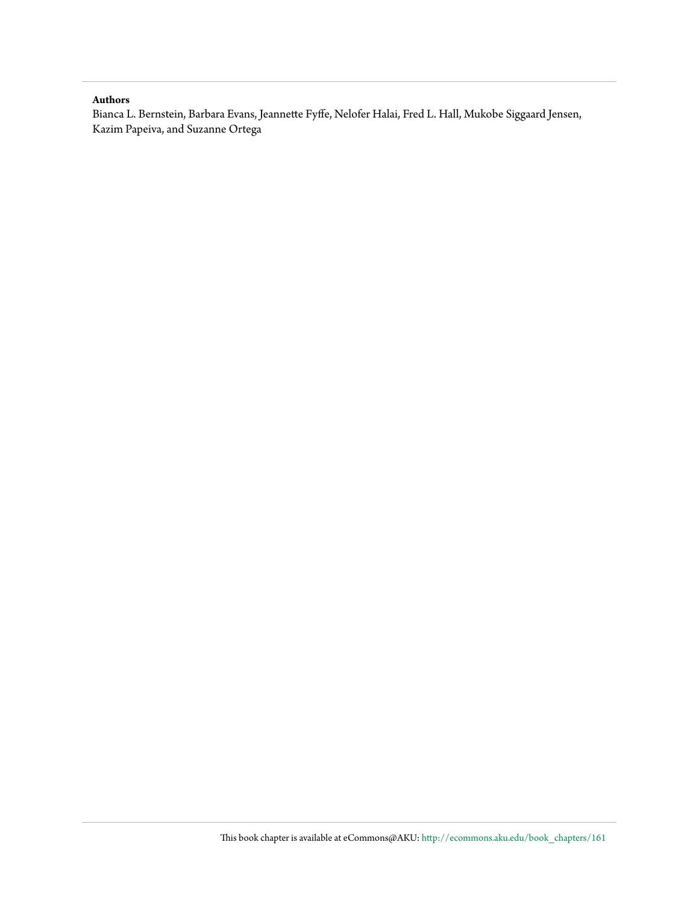**Authors**

Bianca L. Bernstein, Barbara Evans, Jeannette Fyffe, Nelofer Halai, Fred L. Hall, Mukobe Siggaard Jensen, Kazim Papeiva, and Suzanne Ortega

This book chapter is available at eCommons@AKU: http://ecommons.aku.edu/book_chapters/161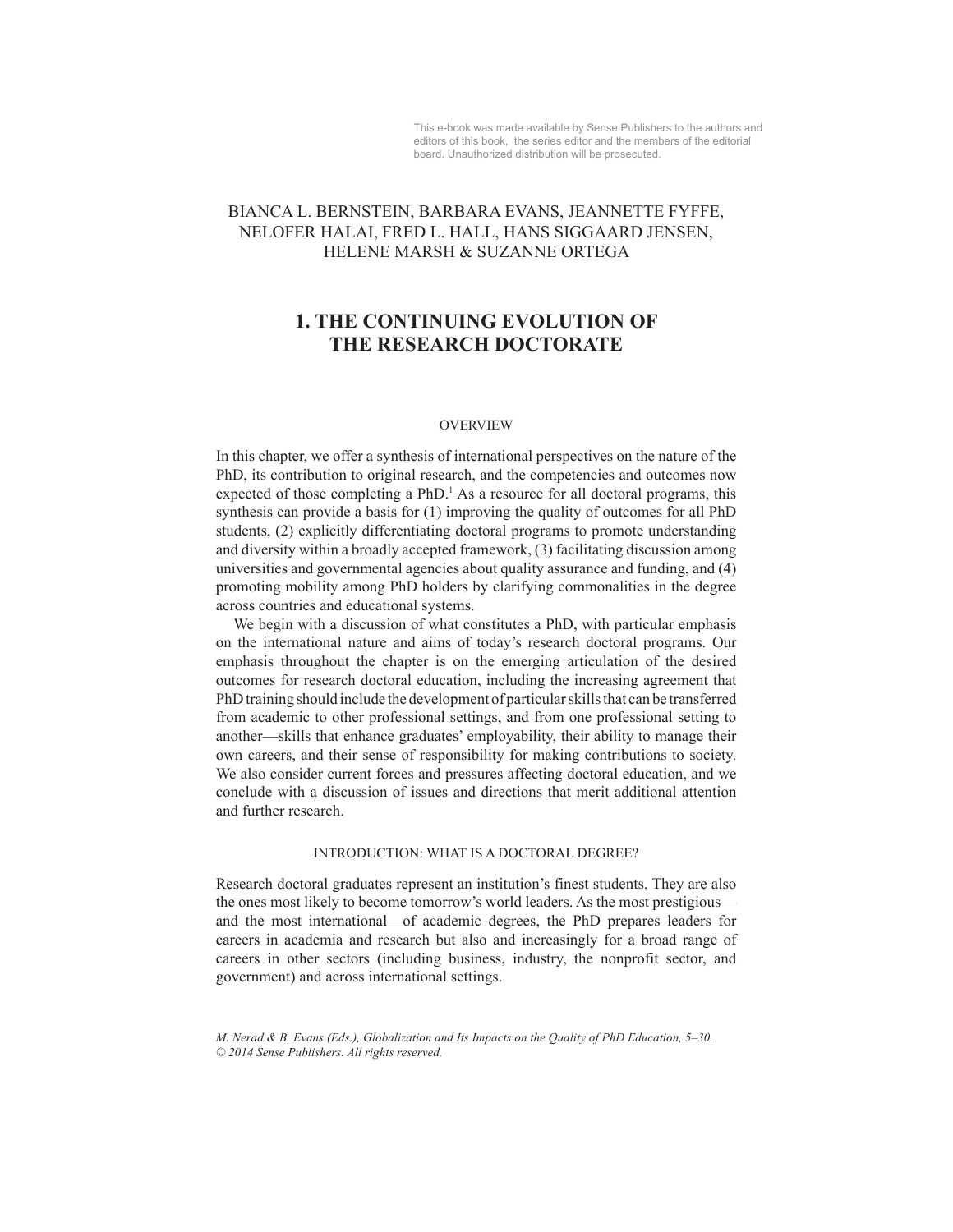This e-book was made available by Sense Publishers to the authors and editors of this book, the series editor and the members of the editorial board. Unauthorized distribution will be prosecuted.

BIANCA L. BERNSTEIN, BARBARA EVANS, JEANNETTE FYFFE, NELOFER HALAI, FRED L. HALL, HANS SIGGAARD JENSEN, HELENE MARSH & SUZANNE ORTEGA

# 1. THE CONTINUING EVOLUTION OF THE RESEARCH DOCTORATE

## OVERVIEW

In this chapter, we offer a synthesis of international perspectives on the nature of the PhD, its contribution to original research, and the competencies and outcomes now expected of those completing a PhD.[1] As a resource for all doctoral programs, this synthesis can provide a basis for (1) improving the quality of outcomes for all PhD students, (2) explicitly differentiating doctoral programs to promote understanding and diversity within a broadly accepted framework, (3) facilitating discussion among universities and governmental agencies about quality assurance and funding, and (4) promoting mobility among PhD holders by clarifying commonalities in the degree across countries and educational systems.

We begin with a discussion of what constitutes a PhD, with particular emphasis on the international nature and aims of today's research doctoral programs. Our emphasis throughout the chapter is on the emerging articulation of the desired outcomes for research doctoral education, including the increasing agreement that PhD training should include the development of particular skills that can be transferred from academic to other professional settings, and from one professional setting to another—skills that enhance graduates' employability, their ability to manage their own careers, and their sense of responsibility for making contributions to society. We also consider current forces and pressures affecting doctoral education, and we conclude with a discussion of issues and directions that merit additional attention and further research.

## INTRODUCTION: WHAT IS A DOCTORAL DEGREE?

Research doctoral graduates represent an institution's finest students. They are also the ones most likely to become tomorrow's world leaders. As the most prestigious—and the most international—of academic degrees, the PhD prepares leaders for careers in academia and research but also and increasingly for a broad range of careers in other sectors (including business, industry, the nonprofit sector, and government) and across international settings.

*M. Nerad & B. Evans (Eds.), Globalization and Its Impacts on the Quality of PhD Education, 5–30.*
*© 2014 Sense Publishers. All rights reserved.*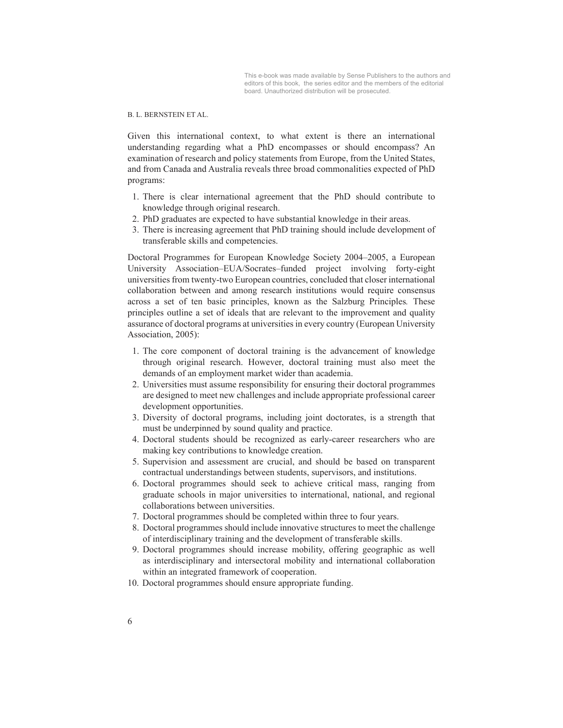Given this international context, to what extent is there an international understanding regarding what a PhD encompasses or should encompass? An examination of research and policy statements from Europe, from the United States, and from Canada and Australia reveals three broad commonalities expected of PhD programs:

1. There is clear international agreement that the PhD should contribute to knowledge through original research.
2. PhD graduates are expected to have substantial knowledge in their areas.
3. There is increasing agreement that PhD training should include development of transferable skills and competencies.

Doctoral Programmes for European Knowledge Society 2004–2005, a European University Association–EUA/Socrates–funded project involving forty-eight universities from twenty-two European countries, concluded that closer international collaboration between and among research institutions would require consensus across a set of ten basic principles, known as the Salzburg Principles*.* These principles outline a set of ideals that are relevant to the improvement and quality assurance of doctoral programs at universities in every country (European University Association, 2005):

1. The core component of doctoral training is the advancement of knowledge through original research. However, doctoral training must also meet the demands of an employment market wider than academia.
2. Universities must assume responsibility for ensuring their doctoral programmes are designed to meet new challenges and include appropriate professional career development opportunities.
3. Diversity of doctoral programs, including joint doctorates, is a strength that must be underpinned by sound quality and practice.
4. Doctoral students should be recognized as early-career researchers who are making key contributions to knowledge creation.
5. Supervision and assessment are crucial, and should be based on transparent contractual understandings between students, supervisors, and institutions.
6. Doctoral programmes should seek to achieve critical mass, ranging from graduate schools in major universities to international, national, and regional collaborations between universities.
7. Doctoral programmes should be completed within three to four years.
8. Doctoral programmes should include innovative structures to meet the challenge of interdisciplinary training and the development of transferable skills.
9. Doctoral programmes should increase mobility, offering geographic as well as interdisciplinary and intersectoral mobility and international collaboration within an integrated framework of cooperation.
10. Doctoral programmes should ensure appropriate funding.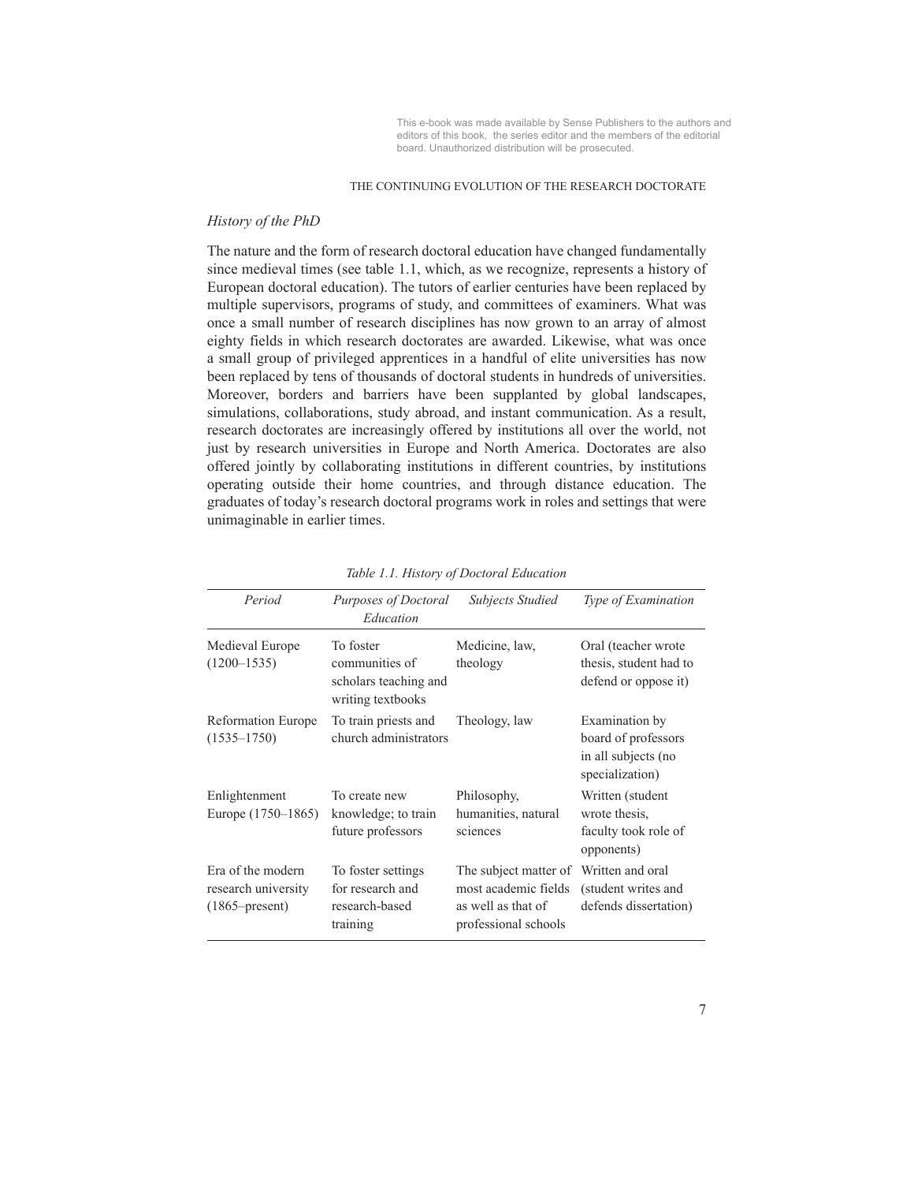### *History of the PhD*

The nature and the form of research doctoral education have changed fundamentally since medieval times (see table 1.1, which, as we recognize, represents a history of European doctoral education). The tutors of earlier centuries have been replaced by multiple supervisors, programs of study, and committees of examiners. What was once a small number of research disciplines has now grown to an array of almost eighty fields in which research doctorates are awarded. Likewise, what was once a small group of privileged apprentices in a handful of elite universities has now been replaced by tens of thousands of doctoral students in hundreds of universities. Moreover, borders and barriers have been supplanted by global landscapes, simulations, collaborations, study abroad, and instant communication. As a result, research doctorates are increasingly offered by institutions all over the world, not just by research universities in Europe and North America. Doctorates are also offered jointly by collaborating institutions in different countries, by institutions operating outside their home countries, and through distance education. The graduates of today's research doctoral programs work in roles and settings that were unimaginable in earlier times.

*Table 1.1. History of Doctoral Education*

| *Period* | *Purposes of Doctoral Education* | *Subjects Studied* | *Type of Examination* |
|---|---|---|---|
| Medieval Europe (1200–1535) | To foster communities of scholars teaching and writing textbooks | Medicine, law, theology | Oral (teacher wrote thesis, student had to defend or oppose it) |
| Reformation Europe (1535–1750) | To train priests and church administrators | Theology, law | Examination by board of professors in all subjects (no specialization) |
| Enlightenment Europe (1750–1865) | To create new knowledge; to train future professors | Philosophy, humanities, natural sciences | Written (student wrote thesis, faculty took role of opponents) |
| Era of the modern research university (1865–present) | To foster settings for research and research-based training | The subject matter of most academic fields as well as that of professional schools | Written and oral (student writes and defends dissertation) |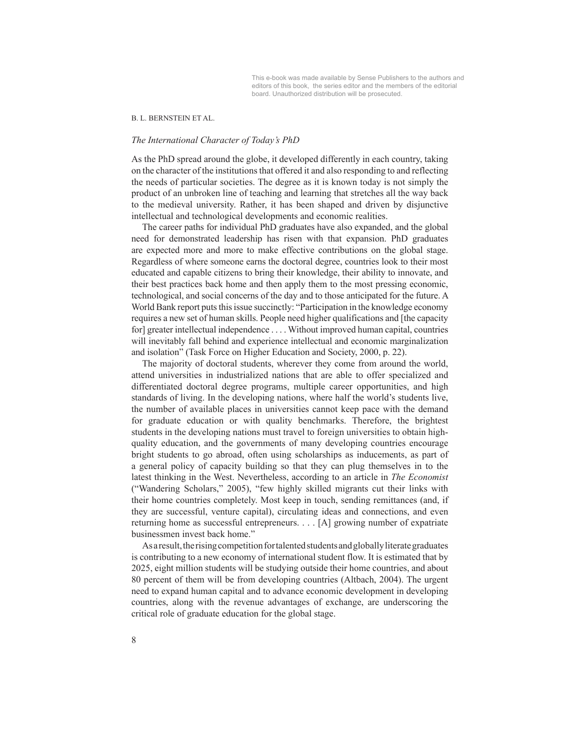### *The International Character of Today's PhD*

As the PhD spread around the globe, it developed differently in each country, taking on the character of the institutions that offered it and also responding to and reflecting the needs of particular societies. The degree as it is known today is not simply the product of an unbroken line of teaching and learning that stretches all the way back to the medieval university. Rather, it has been shaped and driven by disjunctive intellectual and technological developments and economic realities.

The career paths for individual PhD graduates have also expanded, and the global need for demonstrated leadership has risen with that expansion. PhD graduates are expected more and more to make effective contributions on the global stage. Regardless of where someone earns the doctoral degree, countries look to their most educated and capable citizens to bring their knowledge, their ability to innovate, and their best practices back home and then apply them to the most pressing economic, technological, and social concerns of the day and to those anticipated for the future. A World Bank report puts this issue succinctly: "Participation in the knowledge economy requires a new set of human skills. People need higher qualifications and [the capacity for] greater intellectual independence . . . . Without improved human capital, countries will inevitably fall behind and experience intellectual and economic marginalization and isolation" (Task Force on Higher Education and Society, 2000, p. 22).

The majority of doctoral students, wherever they come from around the world, attend universities in industrialized nations that are able to offer specialized and differentiated doctoral degree programs, multiple career opportunities, and high standards of living. In the developing nations, where half the world's students live, the number of available places in universities cannot keep pace with the demand for graduate education or with quality benchmarks. Therefore, the brightest students in the developing nations must travel to foreign universities to obtain high-quality education, and the governments of many developing countries encourage bright students to go abroad, often using scholarships as inducements, as part of a general policy of capacity building so that they can plug themselves in to the latest thinking in the West. Nevertheless, according to an article in *The Economist* ("Wandering Scholars," 2005), "few highly skilled migrants cut their links with their home countries completely. Most keep in touch, sending remittances (and, if they are successful, venture capital), circulating ideas and connections, and even returning home as successful entrepreneurs. . . . [A] growing number of expatriate businessmen invest back home."

As a result, the rising competition for talented students and globally literate graduates is contributing to a new economy of international student flow. It is estimated that by 2025, eight million students will be studying outside their home countries, and about 80 percent of them will be from developing countries (Altbach, 2004). The urgent need to expand human capital and to advance economic development in developing countries, along with the revenue advantages of exchange, are underscoring the critical role of graduate education for the global stage.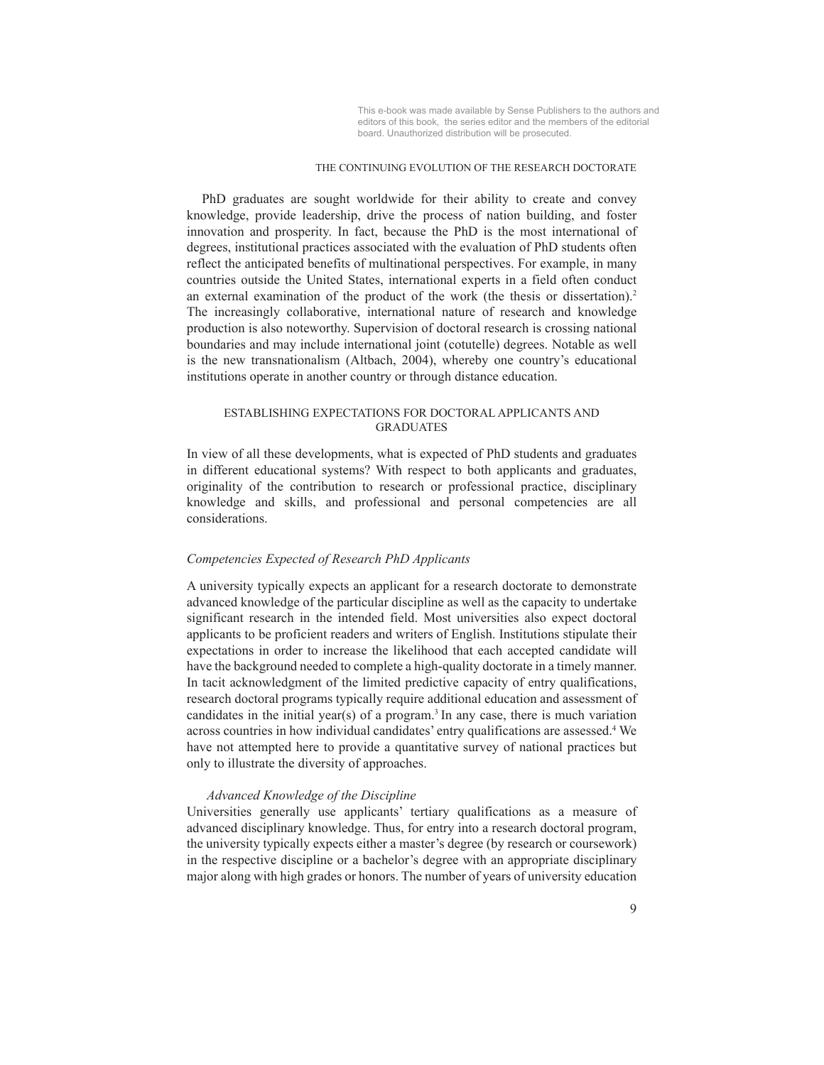PhD graduates are sought worldwide for their ability to create and convey knowledge, provide leadership, drive the process of nation building, and foster innovation and prosperity. In fact, because the PhD is the most international of degrees, institutional practices associated with the evaluation of PhD students often reflect the anticipated benefits of multinational perspectives. For example, in many countries outside the United States, international experts in a field often conduct an external examination of the product of the work (the thesis or dissertation).[2] The increasingly collaborative, international nature of research and knowledge production is also noteworthy. Supervision of doctoral research is crossing national boundaries and may include international joint (cotutelle) degrees. Notable as well is the new transnationalism (Altbach, 2004), whereby one country's educational institutions operate in another country or through distance education.

## ESTABLISHING EXPECTATIONS FOR DOCTORAL APPLICANTS AND GRADUATES

In view of all these developments, what is expected of PhD students and graduates in different educational systems? With respect to both applicants and graduates, originality of the contribution to research or professional practice, disciplinary knowledge and skills, and professional and personal competencies are all considerations.

### *Competencies Expected of Research PhD Applicants*

A university typically expects an applicant for a research doctorate to demonstrate advanced knowledge of the particular discipline as well as the capacity to undertake significant research in the intended field. Most universities also expect doctoral applicants to be proficient readers and writers of English. Institutions stipulate their expectations in order to increase the likelihood that each accepted candidate will have the background needed to complete a high-quality doctorate in a timely manner. In tacit acknowledgment of the limited predictive capacity of entry qualifications, research doctoral programs typically require additional education and assessment of candidates in the initial year(s) of a program.[3] In any case, there is much variation across countries in how individual candidates' entry qualifications are assessed.[4] We have not attempted here to provide a quantitative survey of national practices but only to illustrate the diversity of approaches.

#### *Advanced Knowledge of the Discipline*

Universities generally use applicants' tertiary qualifications as a measure of advanced disciplinary knowledge. Thus, for entry into a research doctoral program, the university typically expects either a master's degree (by research or coursework) in the respective discipline or a bachelor's degree with an appropriate disciplinary major along with high grades or honors. The number of years of university education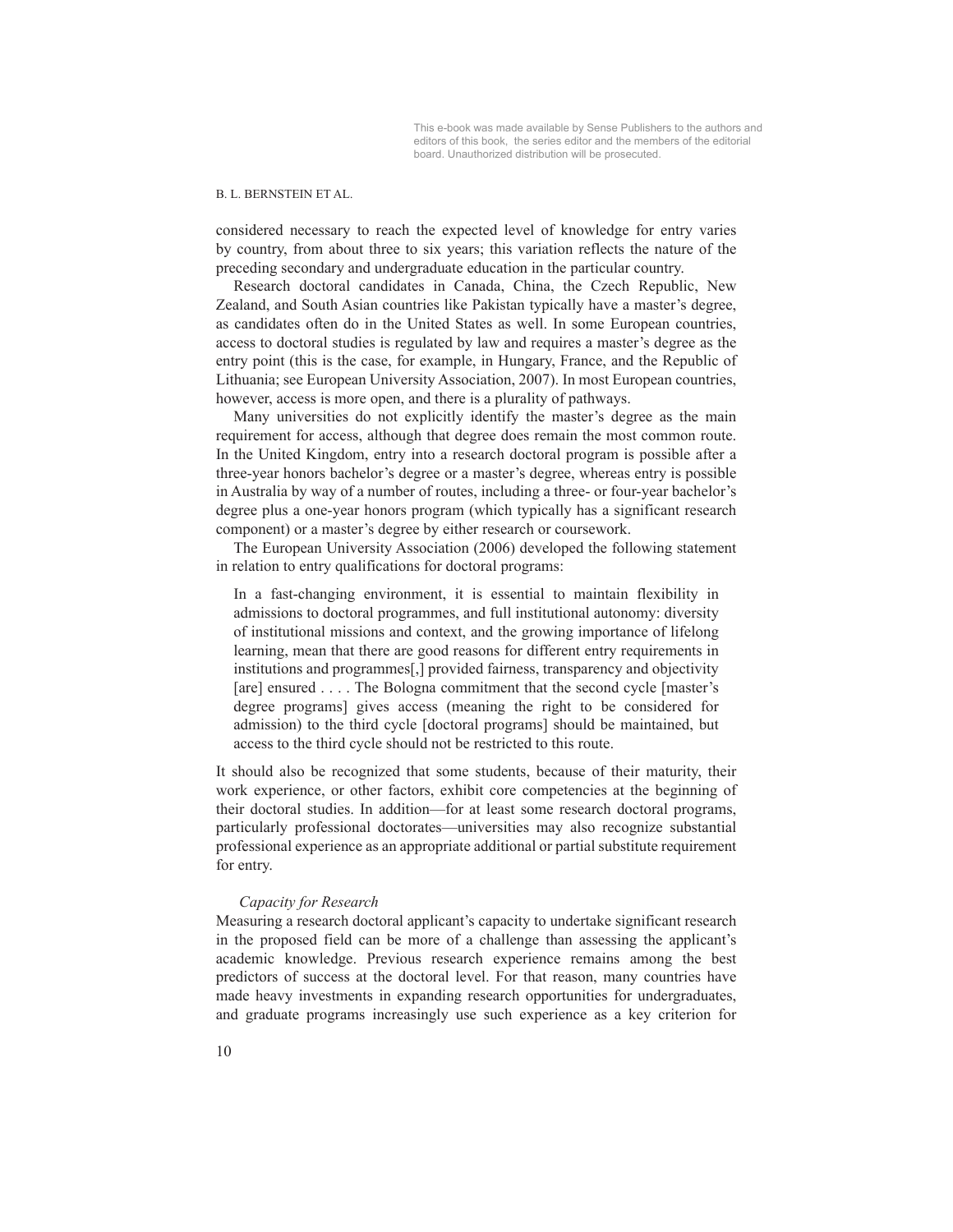considered necessary to reach the expected level of knowledge for entry varies by country, from about three to six years; this variation reflects the nature of the preceding secondary and undergraduate education in the particular country.

Research doctoral candidates in Canada, China, the Czech Republic, New Zealand, and South Asian countries like Pakistan typically have a master's degree, as candidates often do in the United States as well. In some European countries, access to doctoral studies is regulated by law and requires a master's degree as the entry point (this is the case, for example, in Hungary, France, and the Republic of Lithuania; see European University Association, 2007). In most European countries, however, access is more open, and there is a plurality of pathways.

Many universities do not explicitly identify the master's degree as the main requirement for access, although that degree does remain the most common route. In the United Kingdom, entry into a research doctoral program is possible after a three-year honors bachelor's degree or a master's degree, whereas entry is possible in Australia by way of a number of routes, including a three- or four-year bachelor's degree plus a one-year honors program (which typically has a significant research component) or a master's degree by either research or coursework.

The European University Association (2006) developed the following statement in relation to entry qualifications for doctoral programs:

> In a fast-changing environment, it is essential to maintain flexibility in admissions to doctoral programmes, and full institutional autonomy: diversity of institutional missions and context, and the growing importance of lifelong learning, mean that there are good reasons for different entry requirements in institutions and programmes[,] provided fairness, transparency and objectivity [are] ensured . . . . The Bologna commitment that the second cycle [master's degree programs] gives access (meaning the right to be considered for admission) to the third cycle [doctoral programs] should be maintained, but access to the third cycle should not be restricted to this route.

It should also be recognized that some students, because of their maturity, their work experience, or other factors, exhibit core competencies at the beginning of their doctoral studies. In addition—for at least some research doctoral programs, particularly professional doctorates—universities may also recognize substantial professional experience as an appropriate additional or partial substitute requirement for entry.

*Capacity for Research*

Measuring a research doctoral applicant's capacity to undertake significant research in the proposed field can be more of a challenge than assessing the applicant's academic knowledge. Previous research experience remains among the best predictors of success at the doctoral level. For that reason, many countries have made heavy investments in expanding research opportunities for undergraduates, and graduate programs increasingly use such experience as a key criterion for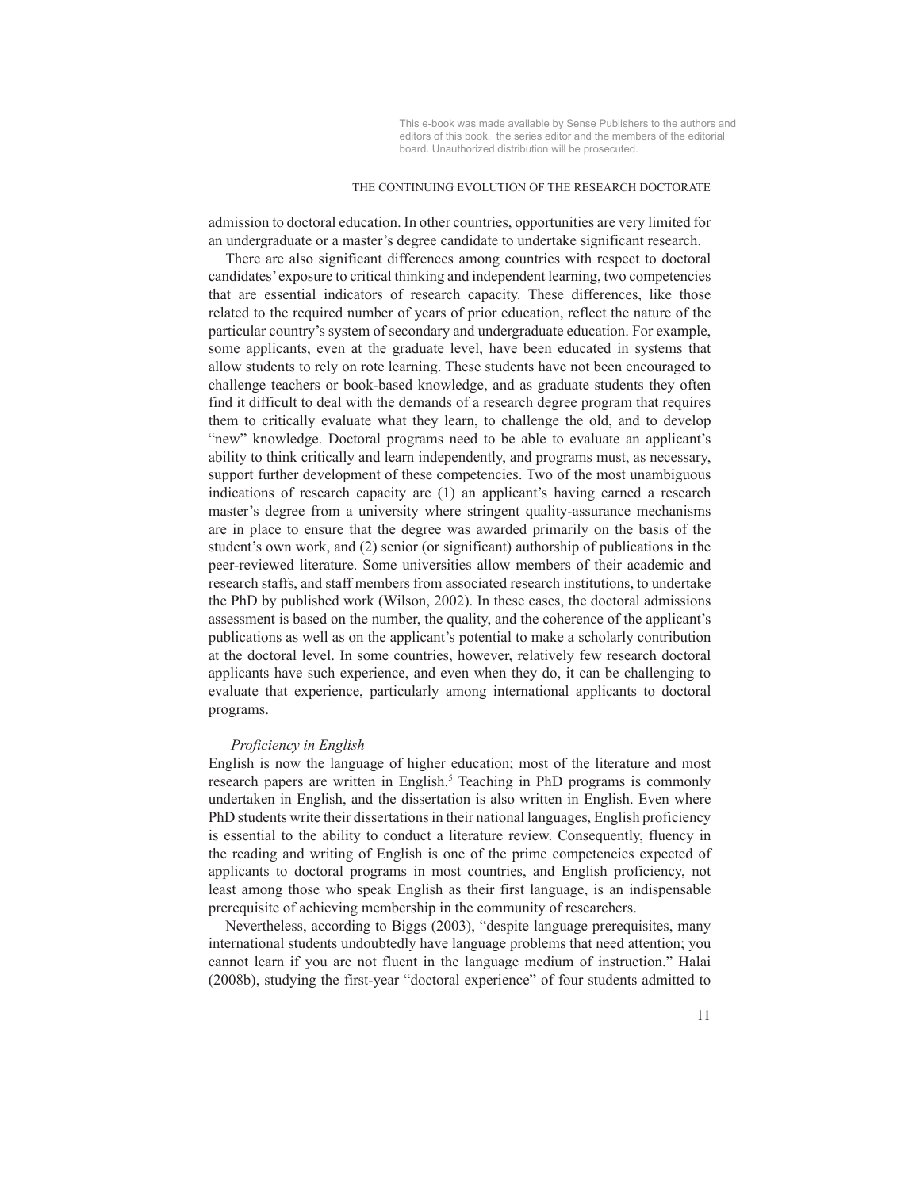admission to doctoral education. In other countries, opportunities are very limited for an undergraduate or a master's degree candidate to undertake significant research.

There are also significant differences among countries with respect to doctoral candidates' exposure to critical thinking and independent learning, two competencies that are essential indicators of research capacity. These differences, like those related to the required number of years of prior education, reflect the nature of the particular country's system of secondary and undergraduate education. For example, some applicants, even at the graduate level, have been educated in systems that allow students to rely on rote learning. These students have not been encouraged to challenge teachers or book-based knowledge, and as graduate students they often find it difficult to deal with the demands of a research degree program that requires them to critically evaluate what they learn, to challenge the old, and to develop "new" knowledge. Doctoral programs need to be able to evaluate an applicant's ability to think critically and learn independently, and programs must, as necessary, support further development of these competencies. Two of the most unambiguous indications of research capacity are (1) an applicant's having earned a research master's degree from a university where stringent quality-assurance mechanisms are in place to ensure that the degree was awarded primarily on the basis of the student's own work, and (2) senior (or significant) authorship of publications in the peer-reviewed literature. Some universities allow members of their academic and research staffs, and staff members from associated research institutions, to undertake the PhD by published work (Wilson, 2002). In these cases, the doctoral admissions assessment is based on the number, the quality, and the coherence of the applicant's publications as well as on the applicant's potential to make a scholarly contribution at the doctoral level. In some countries, however, relatively few research doctoral applicants have such experience, and even when they do, it can be challenging to evaluate that experience, particularly among international applicants to doctoral programs.

*Proficiency in English*

English is now the language of higher education; most of the literature and most research papers are written in English.[5] Teaching in PhD programs is commonly undertaken in English, and the dissertation is also written in English. Even where PhD students write their dissertations in their national languages, English proficiency is essential to the ability to conduct a literature review. Consequently, fluency in the reading and writing of English is one of the prime competencies expected of applicants to doctoral programs in most countries, and English proficiency, not least among those who speak English as their first language, is an indispensable prerequisite of achieving membership in the community of researchers.

Nevertheless, according to Biggs (2003), "despite language prerequisites, many international students undoubtedly have language problems that need attention; you cannot learn if you are not fluent in the language medium of instruction." Halai (2008b), studying the first-year "doctoral experience" of four students admitted to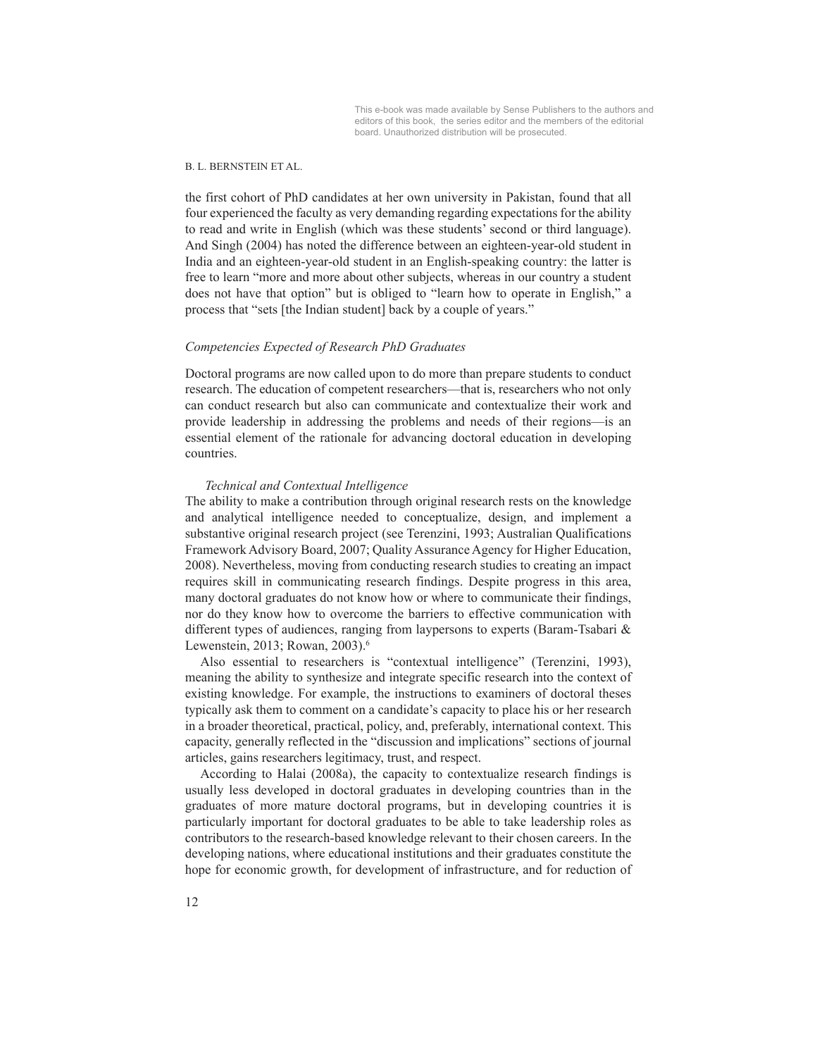the first cohort of PhD candidates at her own university in Pakistan, found that all four experienced the faculty as very demanding regarding expectations for the ability to read and write in English (which was these students' second or third language). And Singh (2004) has noted the difference between an eighteen-year-old student in India and an eighteen-year-old student in an English-speaking country: the latter is free to learn "more and more about other subjects, whereas in our country a student does not have that option" but is obliged to "learn how to operate in English," a process that "sets [the Indian student] back by a couple of years."

### *Competencies Expected of Research PhD Graduates*

Doctoral programs are now called upon to do more than prepare students to conduct research. The education of competent researchers—that is, researchers who not only can conduct research but also can communicate and contextualize their work and provide leadership in addressing the problems and needs of their regions—is an essential element of the rationale for advancing doctoral education in developing countries.

#### *Technical and Contextual Intelligence*

The ability to make a contribution through original research rests on the knowledge and analytical intelligence needed to conceptualize, design, and implement a substantive original research project (see Terenzini, 1993; Australian Qualifications Framework Advisory Board, 2007; Quality Assurance Agency for Higher Education, 2008). Nevertheless, moving from conducting research studies to creating an impact requires skill in communicating research findings. Despite progress in this area, many doctoral graduates do not know how or where to communicate their findings, nor do they know how to overcome the barriers to effective communication with different types of audiences, ranging from laypersons to experts (Baram-Tsabari & Lewenstein, 2013; Rowan, 2003).[6]

Also essential to researchers is "contextual intelligence" (Terenzini, 1993), meaning the ability to synthesize and integrate specific research into the context of existing knowledge. For example, the instructions to examiners of doctoral theses typically ask them to comment on a candidate's capacity to place his or her research in a broader theoretical, practical, policy, and, preferably, international context. This capacity, generally reflected in the "discussion and implications" sections of journal articles, gains researchers legitimacy, trust, and respect.

According to Halai (2008a), the capacity to contextualize research findings is usually less developed in doctoral graduates in developing countries than in the graduates of more mature doctoral programs, but in developing countries it is particularly important for doctoral graduates to be able to take leadership roles as contributors to the research-based knowledge relevant to their chosen careers. In the developing nations, where educational institutions and their graduates constitute the hope for economic growth, for development of infrastructure, and for reduction of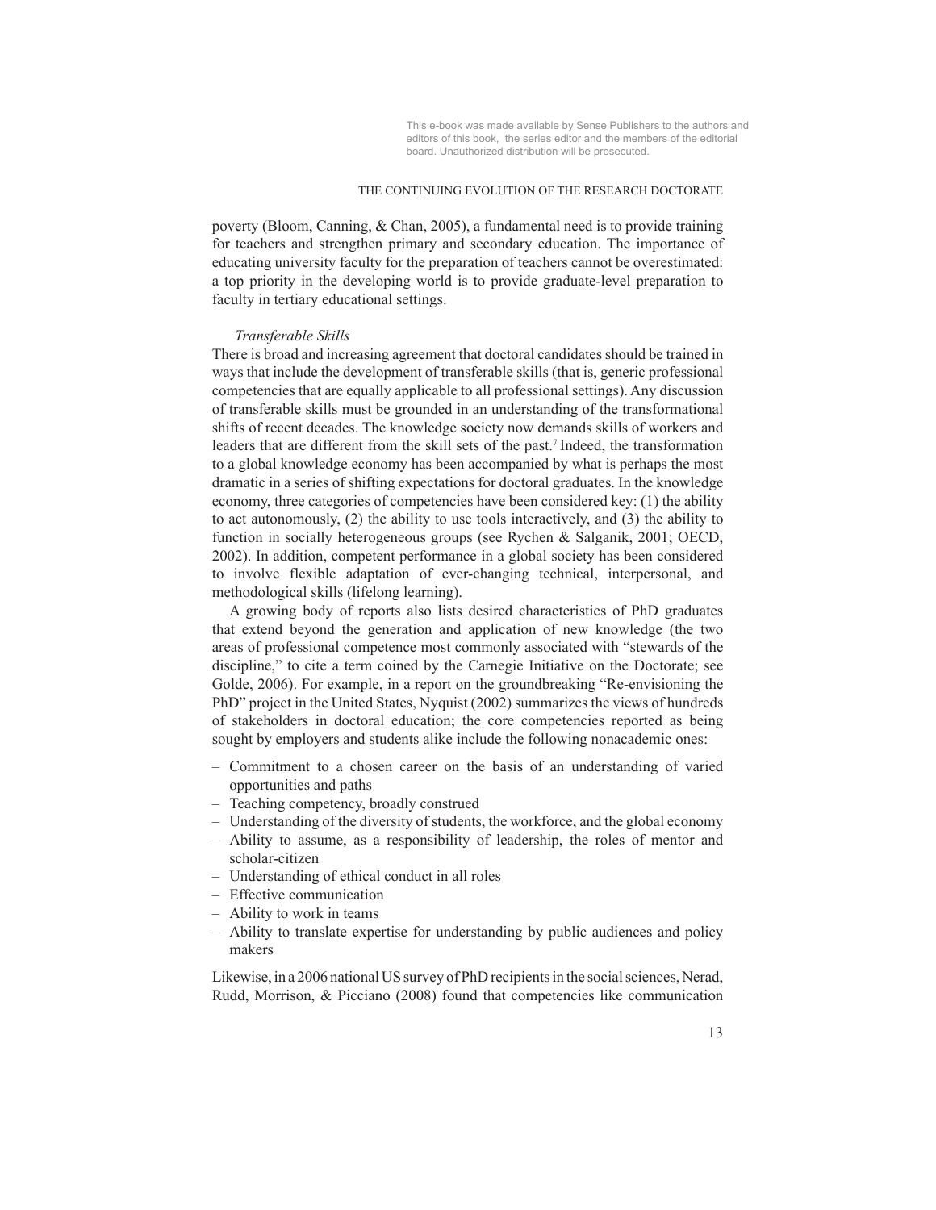poverty (Bloom, Canning, & Chan, 2005), a fundamental need is to provide training for teachers and strengthen primary and secondary education. The importance of educating university faculty for the preparation of teachers cannot be overestimated: a top priority in the developing world is to provide graduate-level preparation to faculty in tertiary educational settings.

*Transferable Skills*

There is broad and increasing agreement that doctoral candidates should be trained in ways that include the development of transferable skills (that is, generic professional competencies that are equally applicable to all professional settings). Any discussion of transferable skills must be grounded in an understanding of the transformational shifts of recent decades. The knowledge society now demands skills of workers and leaders that are different from the skill sets of the past.[7] Indeed, the transformation to a global knowledge economy has been accompanied by what is perhaps the most dramatic in a series of shifting expectations for doctoral graduates. In the knowledge economy, three categories of competencies have been considered key: (1) the ability to act autonomously, (2) the ability to use tools interactively, and (3) the ability to function in socially heterogeneous groups (see Rychen & Salganik, 2001; OECD, 2002). In addition, competent performance in a global society has been considered to involve flexible adaptation of ever-changing technical, interpersonal, and methodological skills (lifelong learning).

A growing body of reports also lists desired characteristics of PhD graduates that extend beyond the generation and application of new knowledge (the two areas of professional competence most commonly associated with "stewards of the discipline," to cite a term coined by the Carnegie Initiative on the Doctorate; see Golde, 2006). For example, in a report on the groundbreaking "Re-envisioning the PhD" project in the United States, Nyquist (2002) summarizes the views of hundreds of stakeholders in doctoral education; the core competencies reported as being sought by employers and students alike include the following nonacademic ones:

- Commitment to a chosen career on the basis of an understanding of varied opportunities and paths
- Teaching competency, broadly construed
- Understanding of the diversity of students, the workforce, and the global economy
- Ability to assume, as a responsibility of leadership, the roles of mentor and scholar-citizen
- Understanding of ethical conduct in all roles
- Effective communication
- Ability to work in teams
- Ability to translate expertise for understanding by public audiences and policy makers

Likewise, in a 2006 national US survey of PhD recipients in the social sciences, Nerad, Rudd, Morrison, & Picciano (2008) found that competencies like communication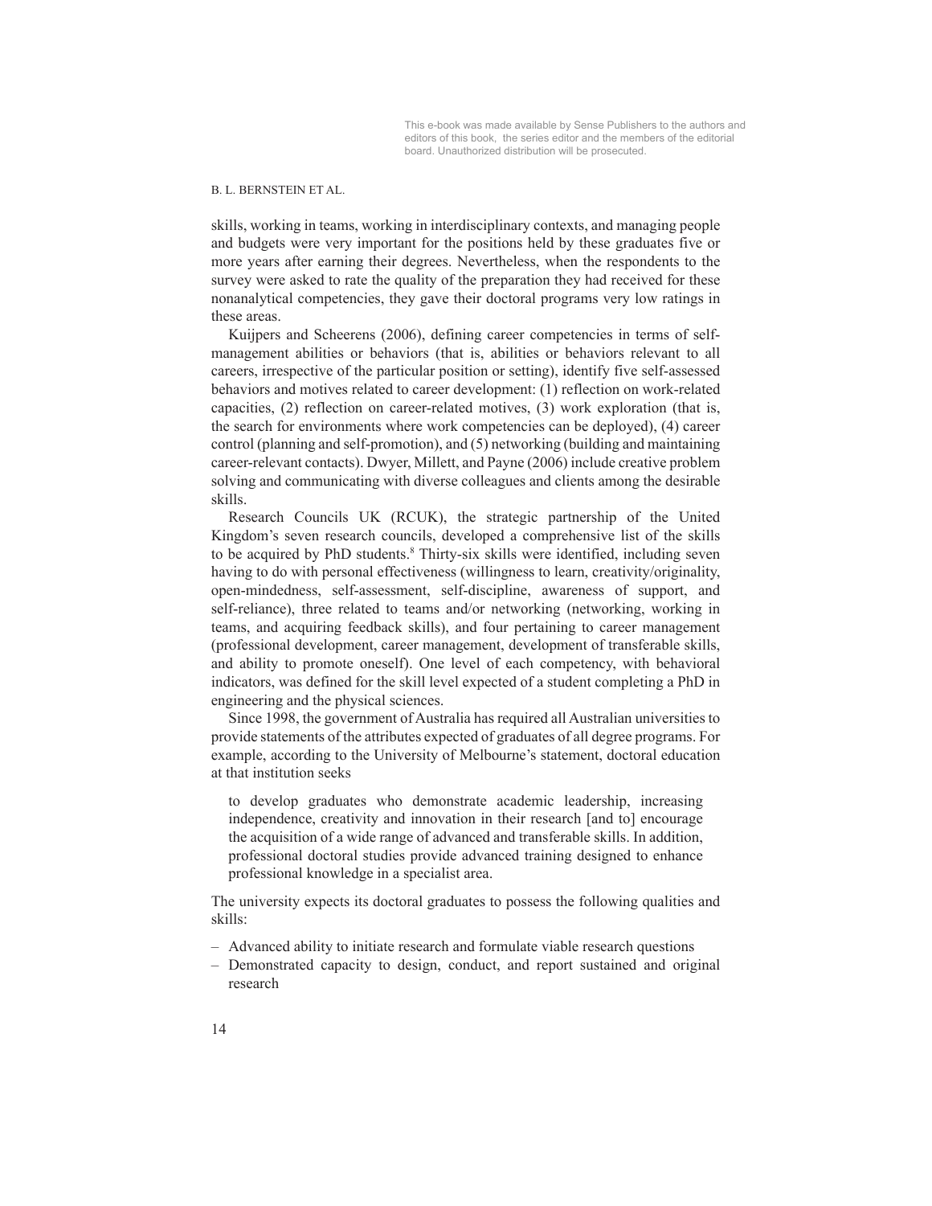skills, working in teams, working in interdisciplinary contexts, and managing people and budgets were very important for the positions held by these graduates five or more years after earning their degrees. Nevertheless, when the respondents to the survey were asked to rate the quality of the preparation they had received for these nonanalytical competencies, they gave their doctoral programs very low ratings in these areas.

Kuijpers and Scheerens (2006), defining career competencies in terms of self-management abilities or behaviors (that is, abilities or behaviors relevant to all careers, irrespective of the particular position or setting), identify five self-assessed behaviors and motives related to career development: (1) reflection on work-related capacities, (2) reflection on career-related motives, (3) work exploration (that is, the search for environments where work competencies can be deployed), (4) career control (planning and self-promotion), and (5) networking (building and maintaining career-relevant contacts). Dwyer, Millett, and Payne (2006) include creative problem solving and communicating with diverse colleagues and clients among the desirable skills.

Research Councils UK (RCUK), the strategic partnership of the United Kingdom's seven research councils, developed a comprehensive list of the skills to be acquired by PhD students.[8] Thirty-six skills were identified, including seven having to do with personal effectiveness (willingness to learn, creativity/originality, open-mindedness, self-assessment, self-discipline, awareness of support, and self-reliance), three related to teams and/or networking (networking, working in teams, and acquiring feedback skills), and four pertaining to career management (professional development, career management, development of transferable skills, and ability to promote oneself). One level of each competency, with behavioral indicators, was defined for the skill level expected of a student completing a PhD in engineering and the physical sciences.

Since 1998, the government of Australia has required all Australian universities to provide statements of the attributes expected of graduates of all degree programs. For example, according to the University of Melbourne's statement, doctoral education at that institution seeks

> to develop graduates who demonstrate academic leadership, increasing independence, creativity and innovation in their research [and to] encourage the acquisition of a wide range of advanced and transferable skills. In addition, professional doctoral studies provide advanced training designed to enhance professional knowledge in a specialist area.

The university expects its doctoral graduates to possess the following qualities and skills:

- Advanced ability to initiate research and formulate viable research questions
- Demonstrated capacity to design, conduct, and report sustained and original research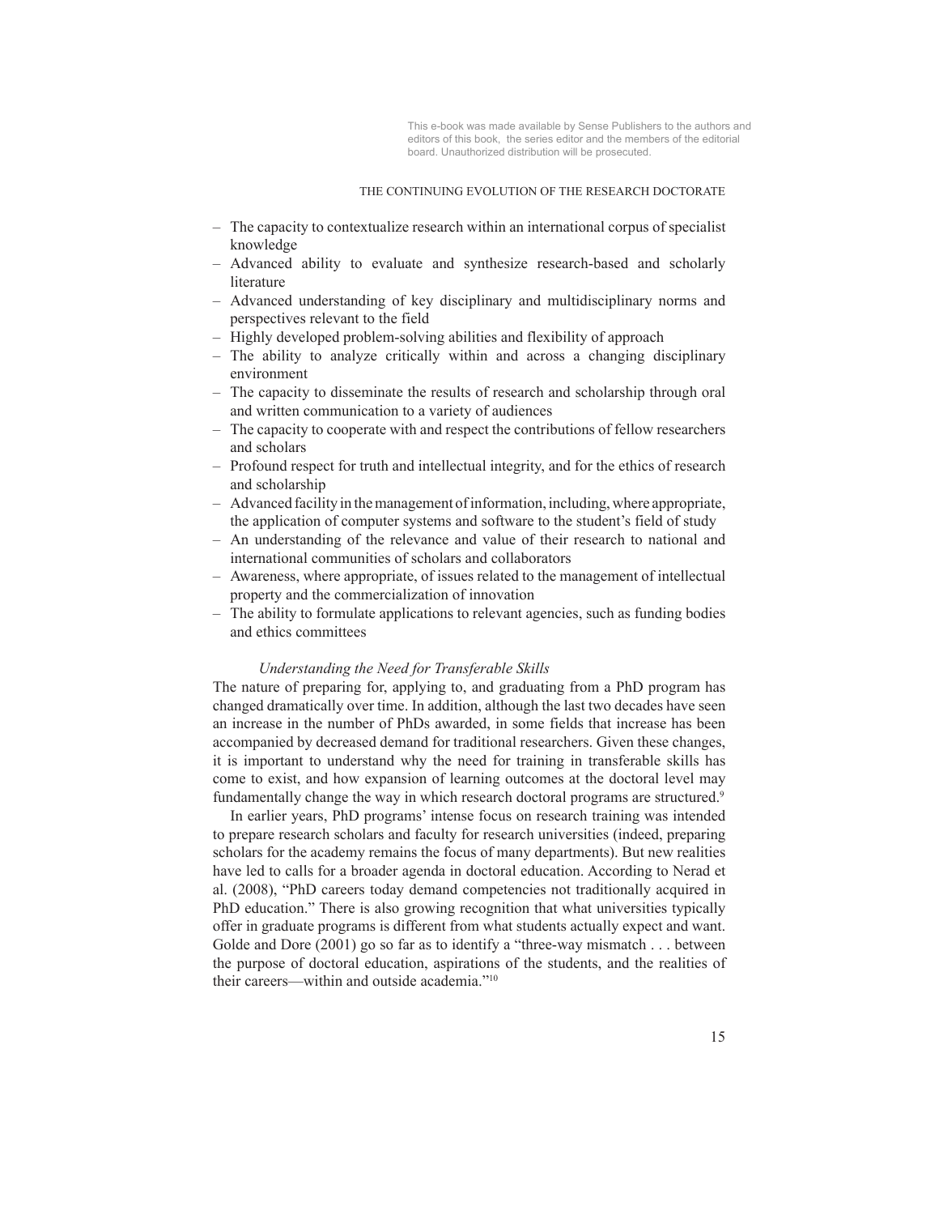- The capacity to contextualize research within an international corpus of specialist knowledge
- Advanced ability to evaluate and synthesize research-based and scholarly literature
- Advanced understanding of key disciplinary and multidisciplinary norms and perspectives relevant to the field
- Highly developed problem-solving abilities and flexibility of approach
- The ability to analyze critically within and across a changing disciplinary environment
- The capacity to disseminate the results of research and scholarship through oral and written communication to a variety of audiences
- The capacity to cooperate with and respect the contributions of fellow researchers and scholars
- Profound respect for truth and intellectual integrity, and for the ethics of research and scholarship
- Advanced facility in the management of information, including, where appropriate, the application of computer systems and software to the student's field of study
- An understanding of the relevance and value of their research to national and international communities of scholars and collaborators
- Awareness, where appropriate, of issues related to the management of intellectual property and the commercialization of innovation
- The ability to formulate applications to relevant agencies, such as funding bodies and ethics committees

*Understanding the Need for Transferable Skills*

The nature of preparing for, applying to, and graduating from a PhD program has changed dramatically over time. In addition, although the last two decades have seen an increase in the number of PhDs awarded, in some fields that increase has been accompanied by decreased demand for traditional researchers. Given these changes, it is important to understand why the need for training in transferable skills has come to exist, and how expansion of learning outcomes at the doctoral level may fundamentally change the way in which research doctoral programs are structured.[9]

In earlier years, PhD programs' intense focus on research training was intended to prepare research scholars and faculty for research universities (indeed, preparing scholars for the academy remains the focus of many departments). But new realities have led to calls for a broader agenda in doctoral education. According to Nerad et al. (2008), "PhD careers today demand competencies not traditionally acquired in PhD education." There is also growing recognition that what universities typically offer in graduate programs is different from what students actually expect and want. Golde and Dore (2001) go so far as to identify a "three-way mismatch . . . between the purpose of doctoral education, aspirations of the students, and the realities of their careers—within and outside academia."[10]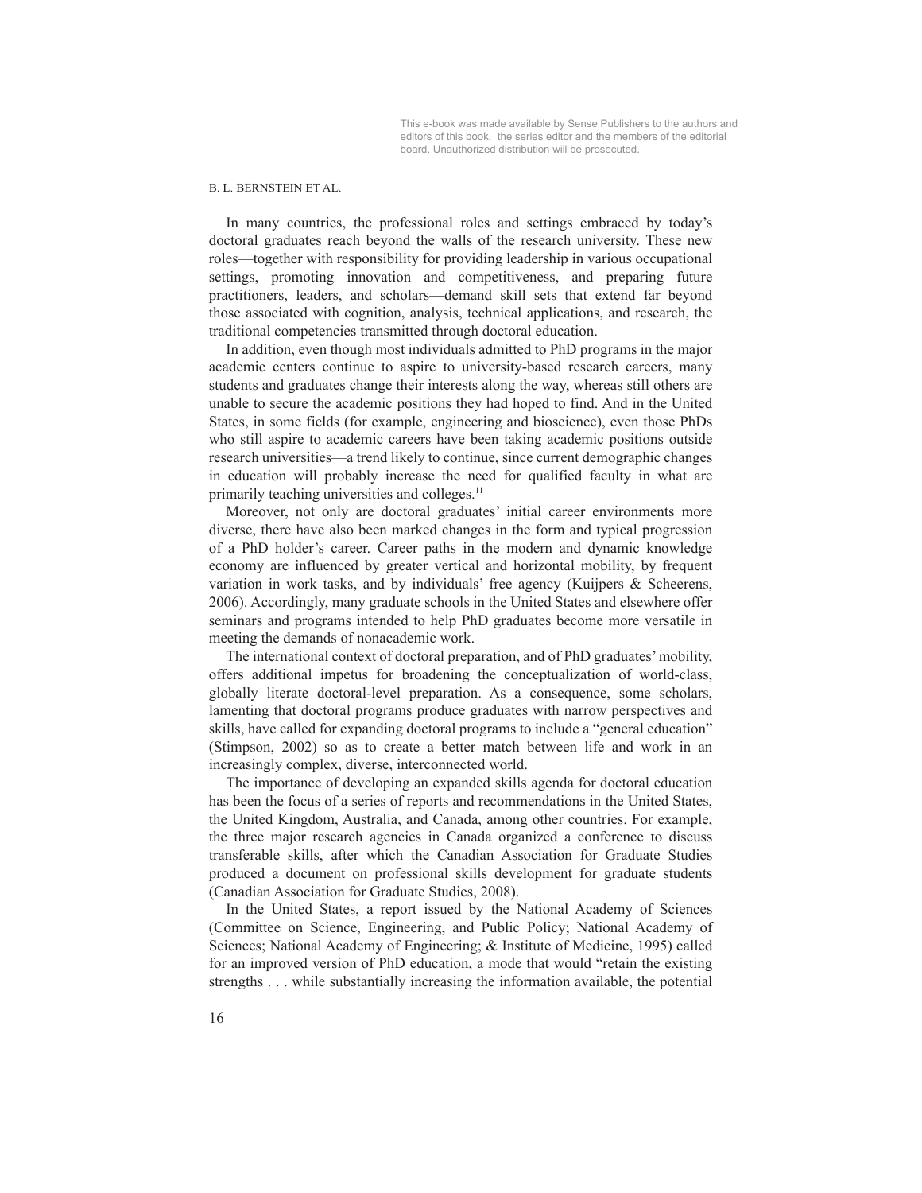In many countries, the professional roles and settings embraced by today's doctoral graduates reach beyond the walls of the research university. These new roles—together with responsibility for providing leadership in various occupational settings, promoting innovation and competitiveness, and preparing future practitioners, leaders, and scholars—demand skill sets that extend far beyond those associated with cognition, analysis, technical applications, and research, the traditional competencies transmitted through doctoral education.

In addition, even though most individuals admitted to PhD programs in the major academic centers continue to aspire to university-based research careers, many students and graduates change their interests along the way, whereas still others are unable to secure the academic positions they had hoped to find. And in the United States, in some fields (for example, engineering and bioscience), even those PhDs who still aspire to academic careers have been taking academic positions outside research universities—a trend likely to continue, since current demographic changes in education will probably increase the need for qualified faculty in what are primarily teaching universities and colleges.[11]

Moreover, not only are doctoral graduates' initial career environments more diverse, there have also been marked changes in the form and typical progression of a PhD holder's career. Career paths in the modern and dynamic knowledge economy are influenced by greater vertical and horizontal mobility, by frequent variation in work tasks, and by individuals' free agency (Kuijpers & Scheerens, 2006). Accordingly, many graduate schools in the United States and elsewhere offer seminars and programs intended to help PhD graduates become more versatile in meeting the demands of nonacademic work.

The international context of doctoral preparation, and of PhD graduates' mobility, offers additional impetus for broadening the conceptualization of world-class, globally literate doctoral-level preparation. As a consequence, some scholars, lamenting that doctoral programs produce graduates with narrow perspectives and skills, have called for expanding doctoral programs to include a "general education" (Stimpson, 2002) so as to create a better match between life and work in an increasingly complex, diverse, interconnected world.

The importance of developing an expanded skills agenda for doctoral education has been the focus of a series of reports and recommendations in the United States, the United Kingdom, Australia, and Canada, among other countries. For example, the three major research agencies in Canada organized a conference to discuss transferable skills, after which the Canadian Association for Graduate Studies produced a document on professional skills development for graduate students (Canadian Association for Graduate Studies, 2008).

In the United States, a report issued by the National Academy of Sciences (Committee on Science, Engineering, and Public Policy; National Academy of Sciences; National Academy of Engineering; & Institute of Medicine, 1995) called for an improved version of PhD education, a mode that would "retain the existing strengths . . . while substantially increasing the information available, the potential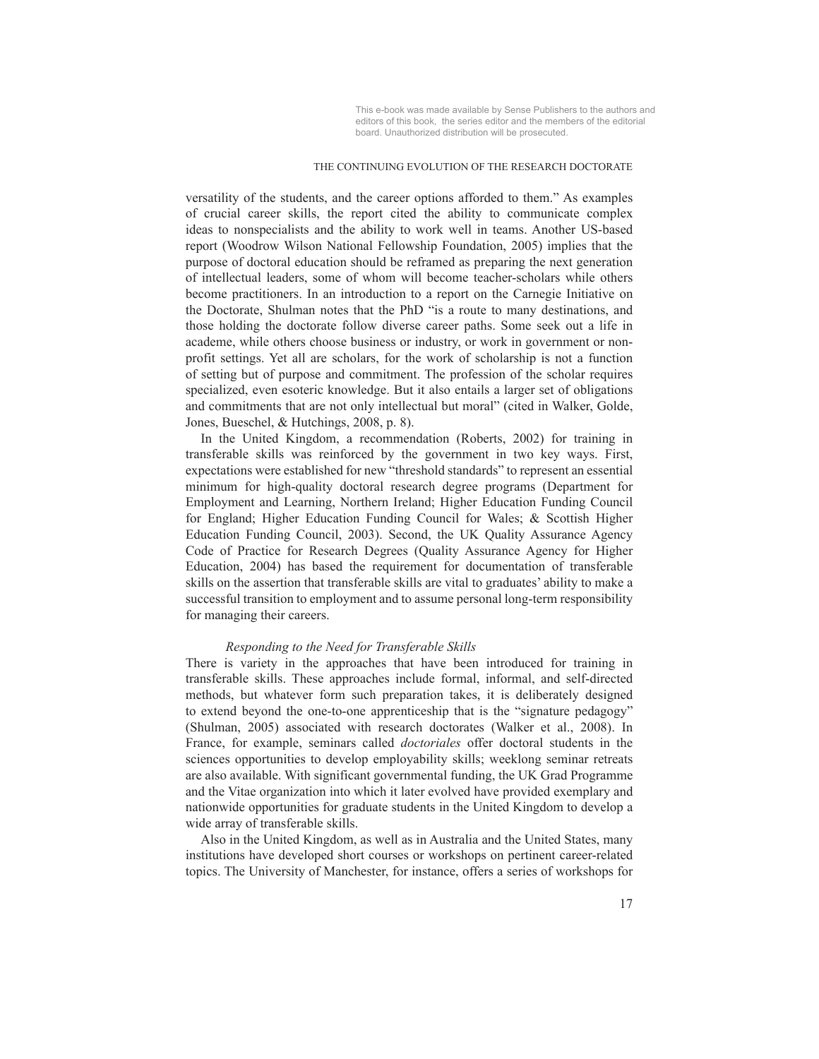versatility of the students, and the career options afforded to them." As examples of crucial career skills, the report cited the ability to communicate complex ideas to nonspecialists and the ability to work well in teams. Another US-based report (Woodrow Wilson National Fellowship Foundation, 2005) implies that the purpose of doctoral education should be reframed as preparing the next generation of intellectual leaders, some of whom will become teacher-scholars while others become practitioners. In an introduction to a report on the Carnegie Initiative on the Doctorate, Shulman notes that the PhD "is a route to many destinations, and those holding the doctorate follow diverse career paths. Some seek out a life in academe, while others choose business or industry, or work in government or non-profit settings. Yet all are scholars, for the work of scholarship is not a function of setting but of purpose and commitment. The profession of the scholar requires specialized, even esoteric knowledge. But it also entails a larger set of obligations and commitments that are not only intellectual but moral" (cited in Walker, Golde, Jones, Bueschel, & Hutchings, 2008, p. 8).

In the United Kingdom, a recommendation (Roberts, 2002) for training in transferable skills was reinforced by the government in two key ways. First, expectations were established for new "threshold standards" to represent an essential minimum for high-quality doctoral research degree programs (Department for Employment and Learning, Northern Ireland; Higher Education Funding Council for England; Higher Education Funding Council for Wales; & Scottish Higher Education Funding Council, 2003). Second, the UK Quality Assurance Agency Code of Practice for Research Degrees (Quality Assurance Agency for Higher Education, 2004) has based the requirement for documentation of transferable skills on the assertion that transferable skills are vital to graduates' ability to make a successful transition to employment and to assume personal long-term responsibility for managing their careers.

*Responding to the Need for Transferable Skills*

There is variety in the approaches that have been introduced for training in transferable skills. These approaches include formal, informal, and self-directed methods, but whatever form such preparation takes, it is deliberately designed to extend beyond the one-to-one apprenticeship that is the "signature pedagogy" (Shulman, 2005) associated with research doctorates (Walker et al., 2008). In France, for example, seminars called *doctoriales* offer doctoral students in the sciences opportunities to develop employability skills; weeklong seminar retreats are also available. With significant governmental funding, the UK Grad Programme and the Vitae organization into which it later evolved have provided exemplary and nationwide opportunities for graduate students in the United Kingdom to develop a wide array of transferable skills.

Also in the United Kingdom, as well as in Australia and the United States, many institutions have developed short courses or workshops on pertinent career-related topics. The University of Manchester, for instance, offers a series of workshops for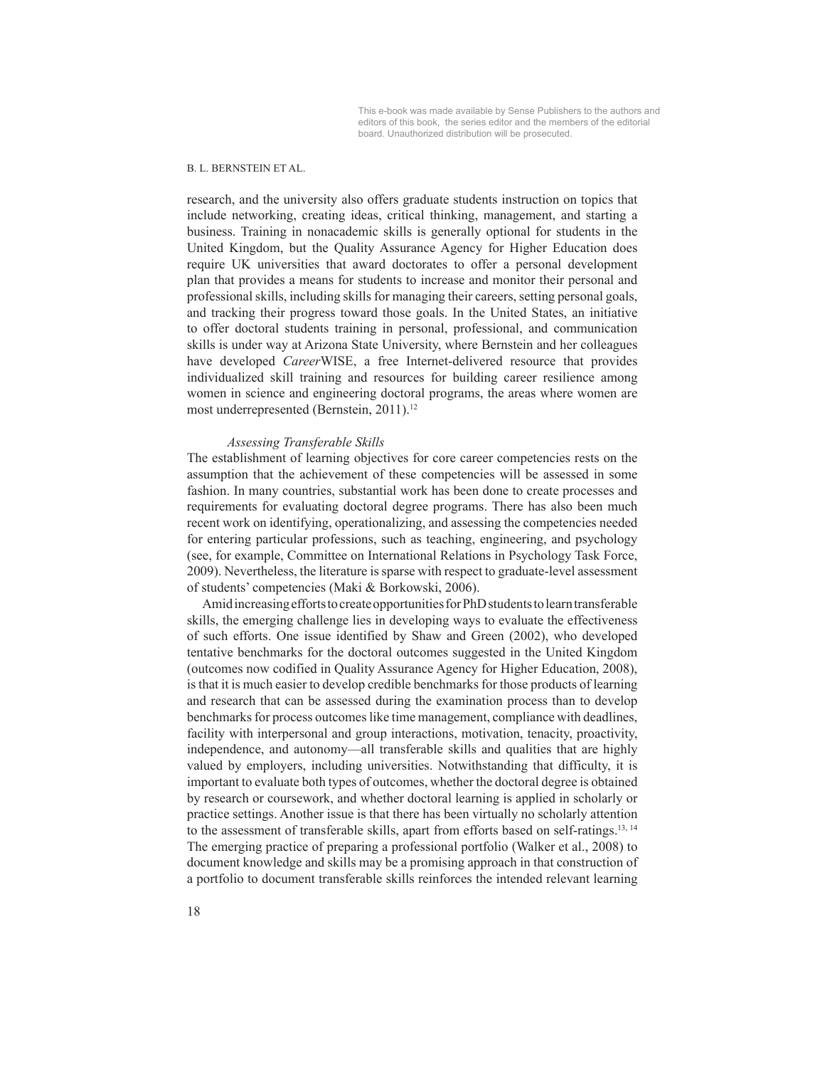research, and the university also offers graduate students instruction on topics that include networking, creating ideas, critical thinking, management, and starting a business. Training in nonacademic skills is generally optional for students in the United Kingdom, but the Quality Assurance Agency for Higher Education does require UK universities that award doctorates to offer a personal development plan that provides a means for students to increase and monitor their personal and professional skills, including skills for managing their careers, setting personal goals, and tracking their progress toward those goals. In the United States, an initiative to offer doctoral students training in personal, professional, and communication skills is under way at Arizona State University, where Bernstein and her colleagues have developed *Career*WISE, a free Internet-delivered resource that provides individualized skill training and resources for building career resilience among women in science and engineering doctoral programs, the areas where women are most underrepresented (Bernstein, 2011).[12]

### *Assessing Transferable Skills*

The establishment of learning objectives for core career competencies rests on the assumption that the achievement of these competencies will be assessed in some fashion. In many countries, substantial work has been done to create processes and requirements for evaluating doctoral degree programs. There has also been much recent work on identifying, operationalizing, and assessing the competencies needed for entering particular professions, such as teaching, engineering, and psychology (see, for example, Committee on International Relations in Psychology Task Force, 2009). Nevertheless, the literature is sparse with respect to graduate-level assessment of students' competencies (Maki & Borkowski, 2006).

Amid increasing efforts to create opportunities for PhD students to learn transferable skills, the emerging challenge lies in developing ways to evaluate the effectiveness of such efforts. One issue identified by Shaw and Green (2002), who developed tentative benchmarks for the doctoral outcomes suggested in the United Kingdom (outcomes now codified in Quality Assurance Agency for Higher Education, 2008), is that it is much easier to develop credible benchmarks for those products of learning and research that can be assessed during the examination process than to develop benchmarks for process outcomes like time management, compliance with deadlines, facility with interpersonal and group interactions, motivation, tenacity, proactivity, independence, and autonomy—all transferable skills and qualities that are highly valued by employers, including universities. Notwithstanding that difficulty, it is important to evaluate both types of outcomes, whether the doctoral degree is obtained by research or coursework, and whether doctoral learning is applied in scholarly or practice settings. Another issue is that there has been virtually no scholarly attention to the assessment of transferable skills, apart from efforts based on self-ratings.[13, 14] The emerging practice of preparing a professional portfolio (Walker et al., 2008) to document knowledge and skills may be a promising approach in that construction of a portfolio to document transferable skills reinforces the intended relevant learning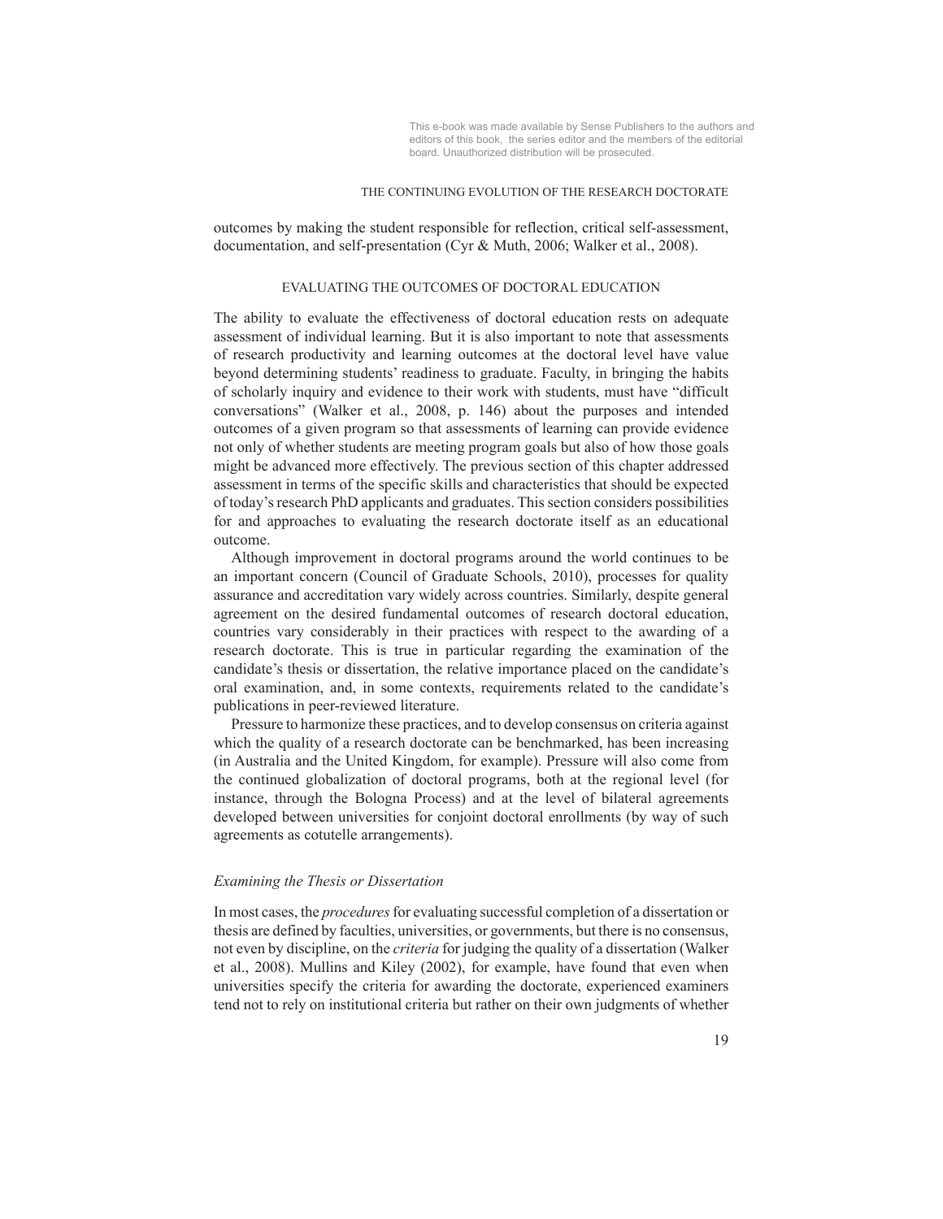outcomes by making the student responsible for reflection, critical self-assessment, documentation, and self-presentation (Cyr & Muth, 2006; Walker et al., 2008).

## EVALUATING THE OUTCOMES OF DOCTORAL EDUCATION

The ability to evaluate the effectiveness of doctoral education rests on adequate assessment of individual learning. But it is also important to note that assessments of research productivity and learning outcomes at the doctoral level have value beyond determining students' readiness to graduate. Faculty, in bringing the habits of scholarly inquiry and evidence to their work with students, must have "difficult conversations" (Walker et al., 2008, p. 146) about the purposes and intended outcomes of a given program so that assessments of learning can provide evidence not only of whether students are meeting program goals but also of how those goals might be advanced more effectively. The previous section of this chapter addressed assessment in terms of the specific skills and characteristics that should be expected of today's research PhD applicants and graduates. This section considers possibilities for and approaches to evaluating the research doctorate itself as an educational outcome.

Although improvement in doctoral programs around the world continues to be an important concern (Council of Graduate Schools, 2010), processes for quality assurance and accreditation vary widely across countries. Similarly, despite general agreement on the desired fundamental outcomes of research doctoral education, countries vary considerably in their practices with respect to the awarding of a research doctorate. This is true in particular regarding the examination of the candidate's thesis or dissertation, the relative importance placed on the candidate's oral examination, and, in some contexts, requirements related to the candidate's publications in peer-reviewed literature.

Pressure to harmonize these practices, and to develop consensus on criteria against which the quality of a research doctorate can be benchmarked, has been increasing (in Australia and the United Kingdom, for example). Pressure will also come from the continued globalization of doctoral programs, both at the regional level (for instance, through the Bologna Process) and at the level of bilateral agreements developed between universities for conjoint doctoral enrollments (by way of such agreements as cotutelle arrangements).

### *Examining the Thesis or Dissertation*

In most cases, the *procedures* for evaluating successful completion of a dissertation or thesis are defined by faculties, universities, or governments, but there is no consensus, not even by discipline, on the *criteria* for judging the quality of a dissertation (Walker et al., 2008). Mullins and Kiley (2002), for example, have found that even when universities specify the criteria for awarding the doctorate, experienced examiners tend not to rely on institutional criteria but rather on their own judgments of whether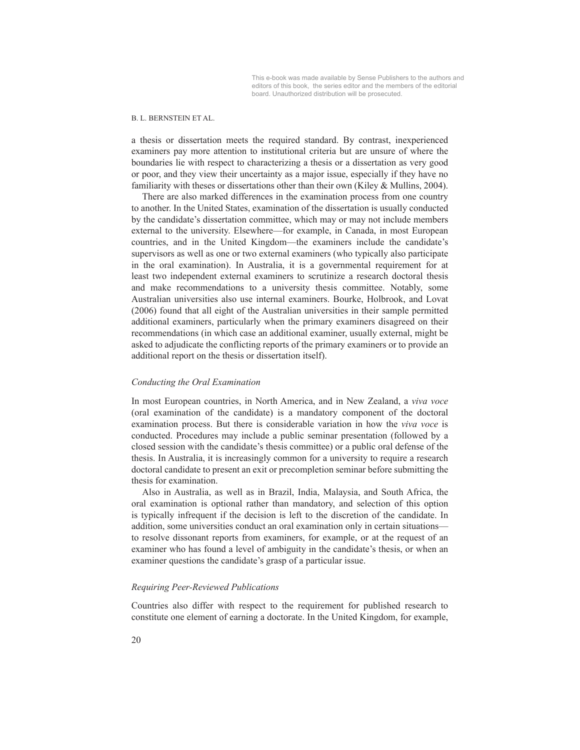a thesis or dissertation meets the required standard. By contrast, inexperienced examiners pay more attention to institutional criteria but are unsure of where the boundaries lie with respect to characterizing a thesis or a dissertation as very good or poor, and they view their uncertainty as a major issue, especially if they have no familiarity with theses or dissertations other than their own (Kiley & Mullins, 2004).

There are also marked differences in the examination process from one country to another. In the United States, examination of the dissertation is usually conducted by the candidate's dissertation committee, which may or may not include members external to the university. Elsewhere—for example, in Canada, in most European countries, and in the United Kingdom—the examiners include the candidate's supervisors as well as one or two external examiners (who typically also participate in the oral examination). In Australia, it is a governmental requirement for at least two independent external examiners to scrutinize a research doctoral thesis and make recommendations to a university thesis committee. Notably, some Australian universities also use internal examiners. Bourke, Holbrook, and Lovat (2006) found that all eight of the Australian universities in their sample permitted additional examiners, particularly when the primary examiners disagreed on their recommendations (in which case an additional examiner, usually external, might be asked to adjudicate the conflicting reports of the primary examiners or to provide an additional report on the thesis or dissertation itself).

### *Conducting the Oral Examination*

In most European countries, in North America, and in New Zealand, a *viva voce* (oral examination of the candidate) is a mandatory component of the doctoral examination process. But there is considerable variation in how the *viva voce* is conducted. Procedures may include a public seminar presentation (followed by a closed session with the candidate's thesis committee) or a public oral defense of the thesis. In Australia, it is increasingly common for a university to require a research doctoral candidate to present an exit or precompletion seminar before submitting the thesis for examination.

Also in Australia, as well as in Brazil, India, Malaysia, and South Africa, the oral examination is optional rather than mandatory, and selection of this option is typically infrequent if the decision is left to the discretion of the candidate. In addition, some universities conduct an oral examination only in certain situations—to resolve dissonant reports from examiners, for example, or at the request of an examiner who has found a level of ambiguity in the candidate's thesis, or when an examiner questions the candidate's grasp of a particular issue.

### *Requiring Peer-Reviewed Publications*

Countries also differ with respect to the requirement for published research to constitute one element of earning a doctorate. In the United Kingdom, for example,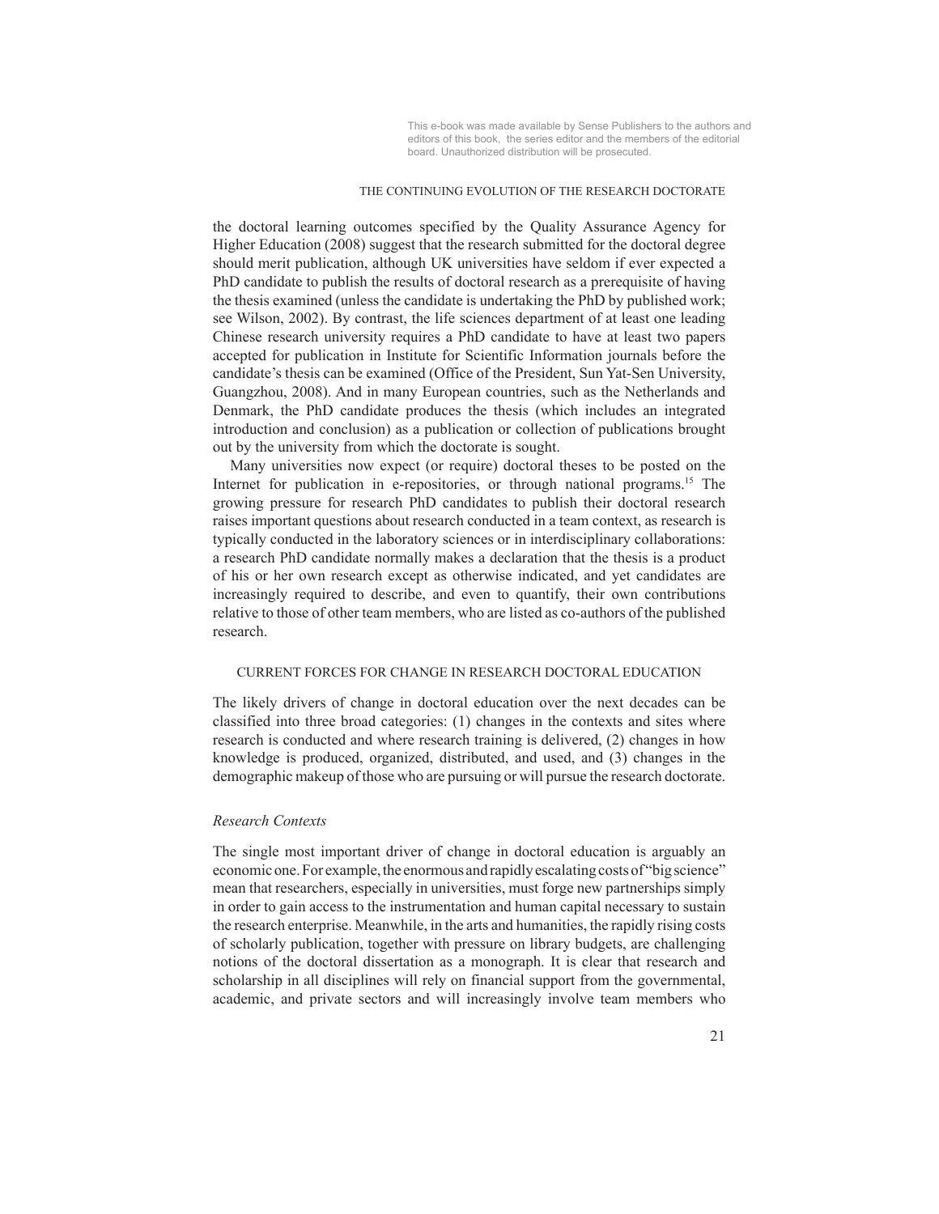the doctoral learning outcomes specified by the Quality Assurance Agency for Higher Education (2008) suggest that the research submitted for the doctoral degree should merit publication, although UK universities have seldom if ever expected a PhD candidate to publish the results of doctoral research as a prerequisite of having the thesis examined (unless the candidate is undertaking the PhD by published work; see Wilson, 2002). By contrast, the life sciences department of at least one leading Chinese research university requires a PhD candidate to have at least two papers accepted for publication in Institute for Scientific Information journals before the candidate's thesis can be examined (Office of the President, Sun Yat-Sen University, Guangzhou, 2008). And in many European countries, such as the Netherlands and Denmark, the PhD candidate produces the thesis (which includes an integrated introduction and conclusion) as a publication or collection of publications brought out by the university from which the doctorate is sought.

Many universities now expect (or require) doctoral theses to be posted on the Internet for publication in e-repositories, or through national programs.[15] The growing pressure for research PhD candidates to publish their doctoral research raises important questions about research conducted in a team context, as research is typically conducted in the laboratory sciences or in interdisciplinary collaborations: a research PhD candidate normally makes a declaration that the thesis is a product of his or her own research except as otherwise indicated, and yet candidates are increasingly required to describe, and even to quantify, their own contributions relative to those of other team members, who are listed as co-authors of the published research.

## CURRENT FORCES FOR CHANGE IN RESEARCH DOCTORAL EDUCATION

The likely drivers of change in doctoral education over the next decades can be classified into three broad categories: (1) changes in the contexts and sites where research is conducted and where research training is delivered, (2) changes in how knowledge is produced, organized, distributed, and used, and (3) changes in the demographic makeup of those who are pursuing or will pursue the research doctorate.

### *Research Contexts*

The single most important driver of change in doctoral education is arguably an economic one. For example, the enormous and rapidly escalating costs of "big science" mean that researchers, especially in universities, must forge new partnerships simply in order to gain access to the instrumentation and human capital necessary to sustain the research enterprise. Meanwhile, in the arts and humanities, the rapidly rising costs of scholarly publication, together with pressure on library budgets, are challenging notions of the doctoral dissertation as a monograph. It is clear that research and scholarship in all disciplines will rely on financial support from the governmental, academic, and private sectors and will increasingly involve team members who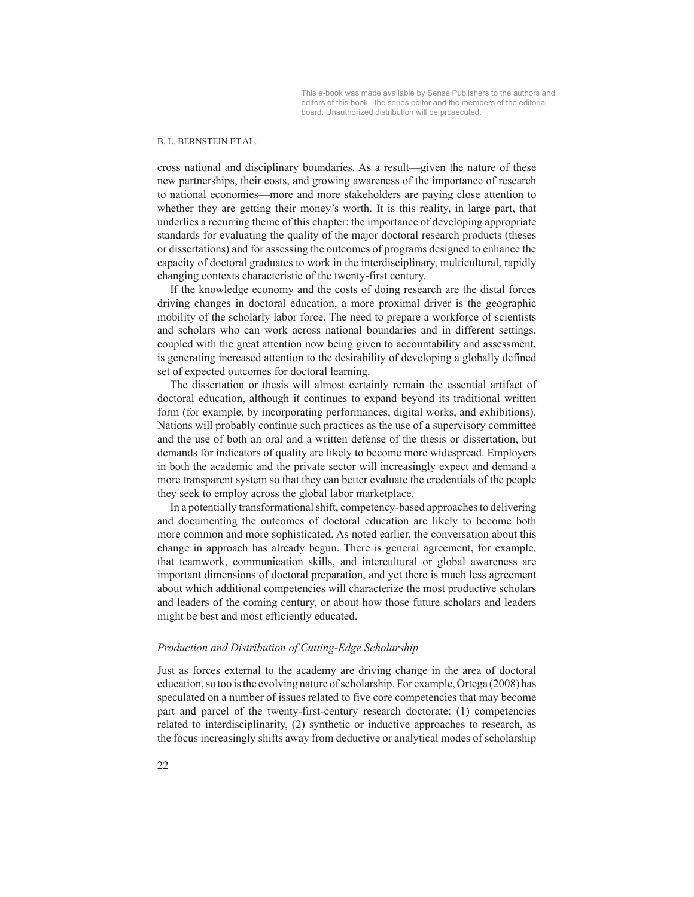cross national and disciplinary boundaries. As a result—given the nature of these new partnerships, their costs, and growing awareness of the importance of research to national economies—more and more stakeholders are paying close attention to whether they are getting their money's worth. It is this reality, in large part, that underlies a recurring theme of this chapter: the importance of developing appropriate standards for evaluating the quality of the major doctoral research products (theses or dissertations) and for assessing the outcomes of programs designed to enhance the capacity of doctoral graduates to work in the interdisciplinary, multicultural, rapidly changing contexts characteristic of the twenty-first century.

If the knowledge economy and the costs of doing research are the distal forces driving changes in doctoral education, a more proximal driver is the geographic mobility of the scholarly labor force. The need to prepare a workforce of scientists and scholars who can work across national boundaries and in different settings, coupled with the great attention now being given to accountability and assessment, is generating increased attention to the desirability of developing a globally defined set of expected outcomes for doctoral learning.

The dissertation or thesis will almost certainly remain the essential artifact of doctoral education, although it continues to expand beyond its traditional written form (for example, by incorporating performances, digital works, and exhibitions). Nations will probably continue such practices as the use of a supervisory committee and the use of both an oral and a written defense of the thesis or dissertation, but demands for indicators of quality are likely to become more widespread. Employers in both the academic and the private sector will increasingly expect and demand a more transparent system so that they can better evaluate the credentials of the people they seek to employ across the global labor marketplace.

In a potentially transformational shift, competency-based approaches to delivering and documenting the outcomes of doctoral education are likely to become both more common and more sophisticated. As noted earlier, the conversation about this change in approach has already begun. There is general agreement, for example, that teamwork, communication skills, and intercultural or global awareness are important dimensions of doctoral preparation, and yet there is much less agreement about which additional competencies will characterize the most productive scholars and leaders of the coming century, or about how those future scholars and leaders might be best and most efficiently educated.

### *Production and Distribution of Cutting-Edge Scholarship*

Just as forces external to the academy are driving change in the area of doctoral education, so too is the evolving nature of scholarship. For example, Ortega (2008) has speculated on a number of issues related to five core competencies that may become part and parcel of the twenty-first-century research doctorate: (1) competencies related to interdisciplinarity, (2) synthetic or inductive approaches to research, as the focus increasingly shifts away from deductive or analytical modes of scholarship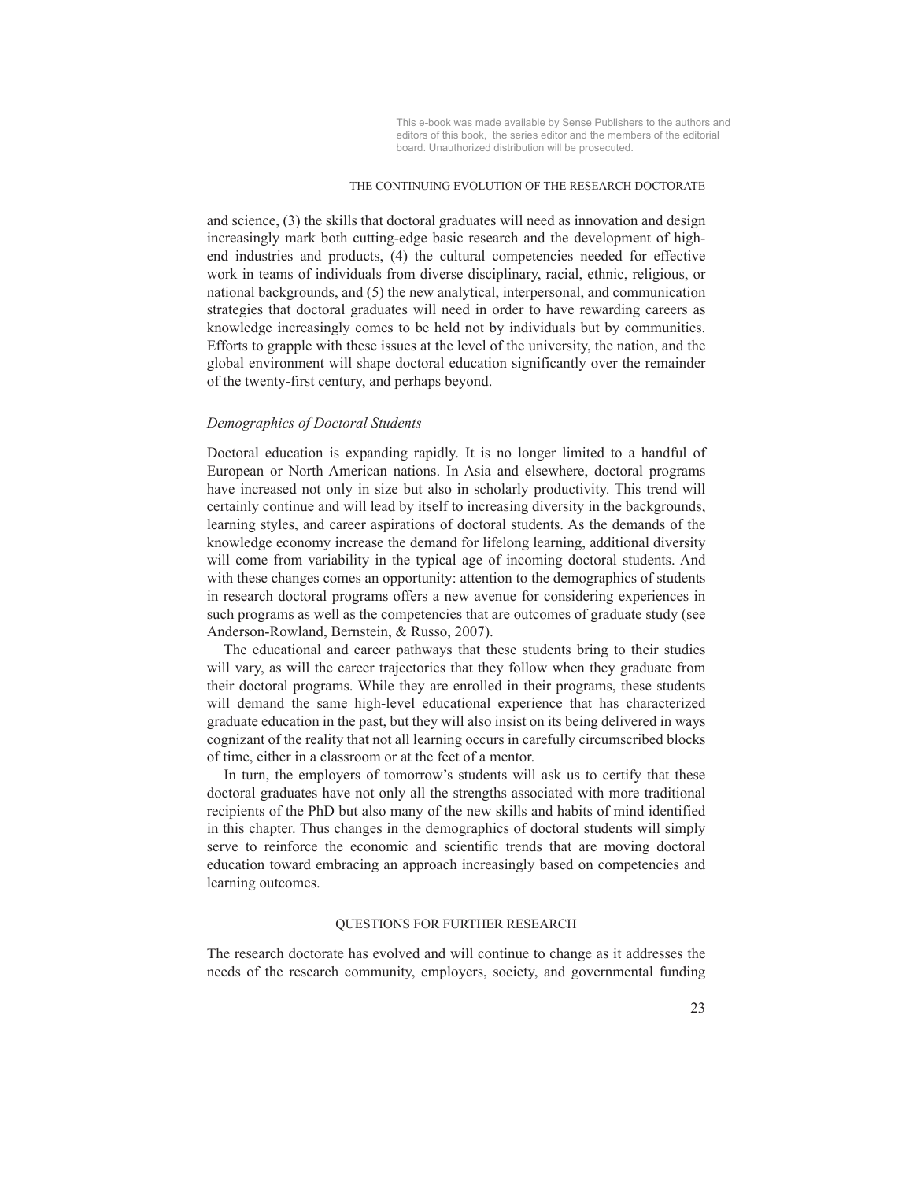and science, (3) the skills that doctoral graduates will need as innovation and design increasingly mark both cutting-edge basic research and the development of high-end industries and products, (4) the cultural competencies needed for effective work in teams of individuals from diverse disciplinary, racial, ethnic, religious, or national backgrounds, and (5) the new analytical, interpersonal, and communication strategies that doctoral graduates will need in order to have rewarding careers as knowledge increasingly comes to be held not by individuals but by communities. Efforts to grapple with these issues at the level of the university, the nation, and the global environment will shape doctoral education significantly over the remainder of the twenty-first century, and perhaps beyond.

### *Demographics of Doctoral Students*

Doctoral education is expanding rapidly. It is no longer limited to a handful of European or North American nations. In Asia and elsewhere, doctoral programs have increased not only in size but also in scholarly productivity. This trend will certainly continue and will lead by itself to increasing diversity in the backgrounds, learning styles, and career aspirations of doctoral students. As the demands of the knowledge economy increase the demand for lifelong learning, additional diversity will come from variability in the typical age of incoming doctoral students. And with these changes comes an opportunity: attention to the demographics of students in research doctoral programs offers a new avenue for considering experiences in such programs as well as the competencies that are outcomes of graduate study (see Anderson-Rowland, Bernstein, & Russo, 2007).

The educational and career pathways that these students bring to their studies will vary, as will the career trajectories that they follow when they graduate from their doctoral programs. While they are enrolled in their programs, these students will demand the same high-level educational experience that has characterized graduate education in the past, but they will also insist on its being delivered in ways cognizant of the reality that not all learning occurs in carefully circumscribed blocks of time, either in a classroom or at the feet of a mentor.

In turn, the employers of tomorrow's students will ask us to certify that these doctoral graduates have not only all the strengths associated with more traditional recipients of the PhD but also many of the new skills and habits of mind identified in this chapter. Thus changes in the demographics of doctoral students will simply serve to reinforce the economic and scientific trends that are moving doctoral education toward embracing an approach increasingly based on competencies and learning outcomes.

## QUESTIONS FOR FURTHER RESEARCH

The research doctorate has evolved and will continue to change as it addresses the needs of the research community, employers, society, and governmental funding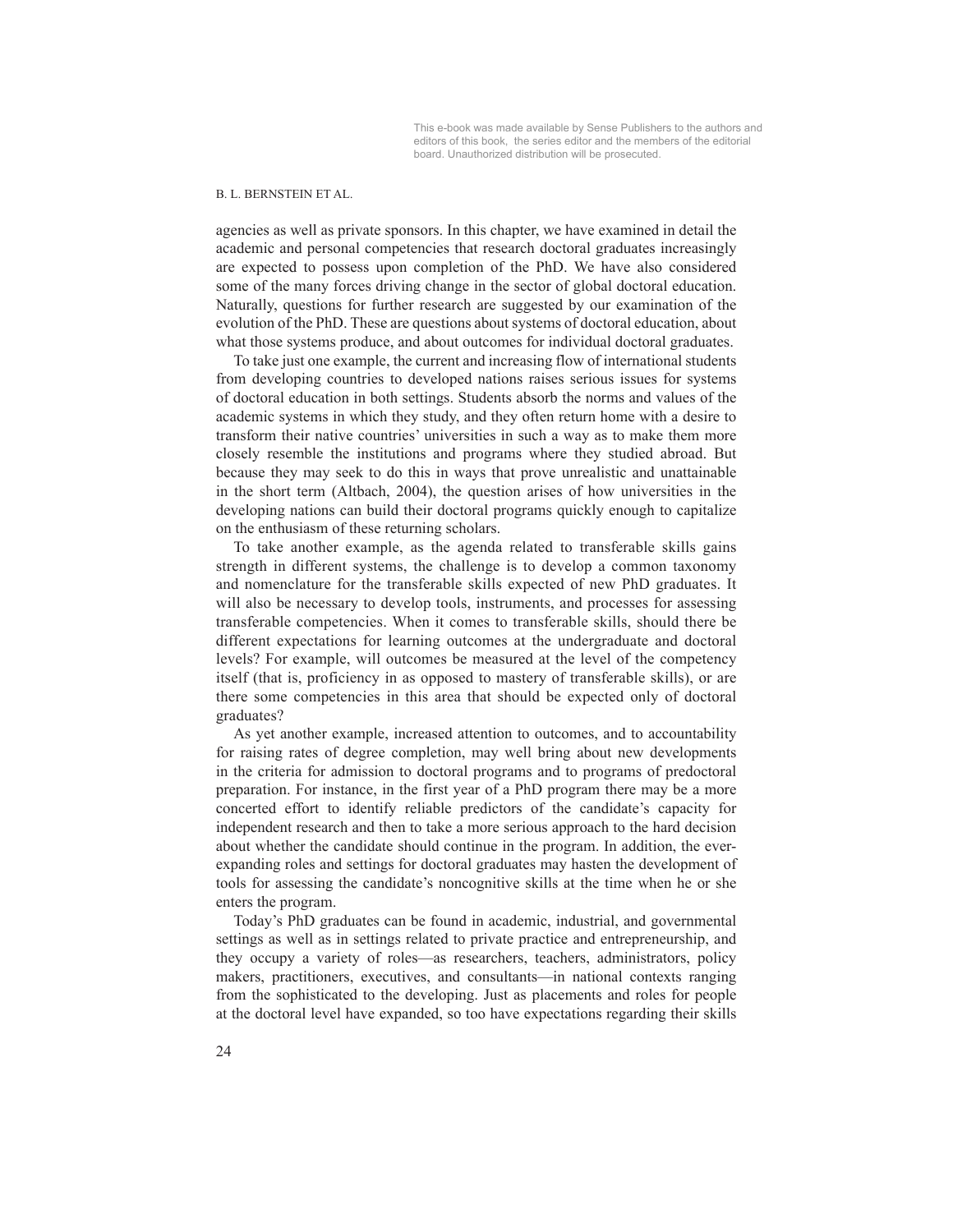agencies as well as private sponsors. In this chapter, we have examined in detail the academic and personal competencies that research doctoral graduates increasingly are expected to possess upon completion of the PhD. We have also considered some of the many forces driving change in the sector of global doctoral education. Naturally, questions for further research are suggested by our examination of the evolution of the PhD. These are questions about systems of doctoral education, about what those systems produce, and about outcomes for individual doctoral graduates.

To take just one example, the current and increasing flow of international students from developing countries to developed nations raises serious issues for systems of doctoral education in both settings. Students absorb the norms and values of the academic systems in which they study, and they often return home with a desire to transform their native countries' universities in such a way as to make them more closely resemble the institutions and programs where they studied abroad. But because they may seek to do this in ways that prove unrealistic and unattainable in the short term (Altbach, 2004), the question arises of how universities in the developing nations can build their doctoral programs quickly enough to capitalize on the enthusiasm of these returning scholars.

To take another example, as the agenda related to transferable skills gains strength in different systems, the challenge is to develop a common taxonomy and nomenclature for the transferable skills expected of new PhD graduates. It will also be necessary to develop tools, instruments, and processes for assessing transferable competencies. When it comes to transferable skills, should there be different expectations for learning outcomes at the undergraduate and doctoral levels? For example, will outcomes be measured at the level of the competency itself (that is, proficiency in as opposed to mastery of transferable skills), or are there some competencies in this area that should be expected only of doctoral graduates?

As yet another example, increased attention to outcomes, and to accountability for raising rates of degree completion, may well bring about new developments in the criteria for admission to doctoral programs and to programs of predoctoral preparation. For instance, in the first year of a PhD program there may be a more concerted effort to identify reliable predictors of the candidate's capacity for independent research and then to take a more serious approach to the hard decision about whether the candidate should continue in the program. In addition, the ever-expanding roles and settings for doctoral graduates may hasten the development of tools for assessing the candidate's noncognitive skills at the time when he or she enters the program.

Today's PhD graduates can be found in academic, industrial, and governmental settings as well as in settings related to private practice and entrepreneurship, and they occupy a variety of roles—as researchers, teachers, administrators, policy makers, practitioners, executives, and consultants—in national contexts ranging from the sophisticated to the developing. Just as placements and roles for people at the doctoral level have expanded, so too have expectations regarding their skills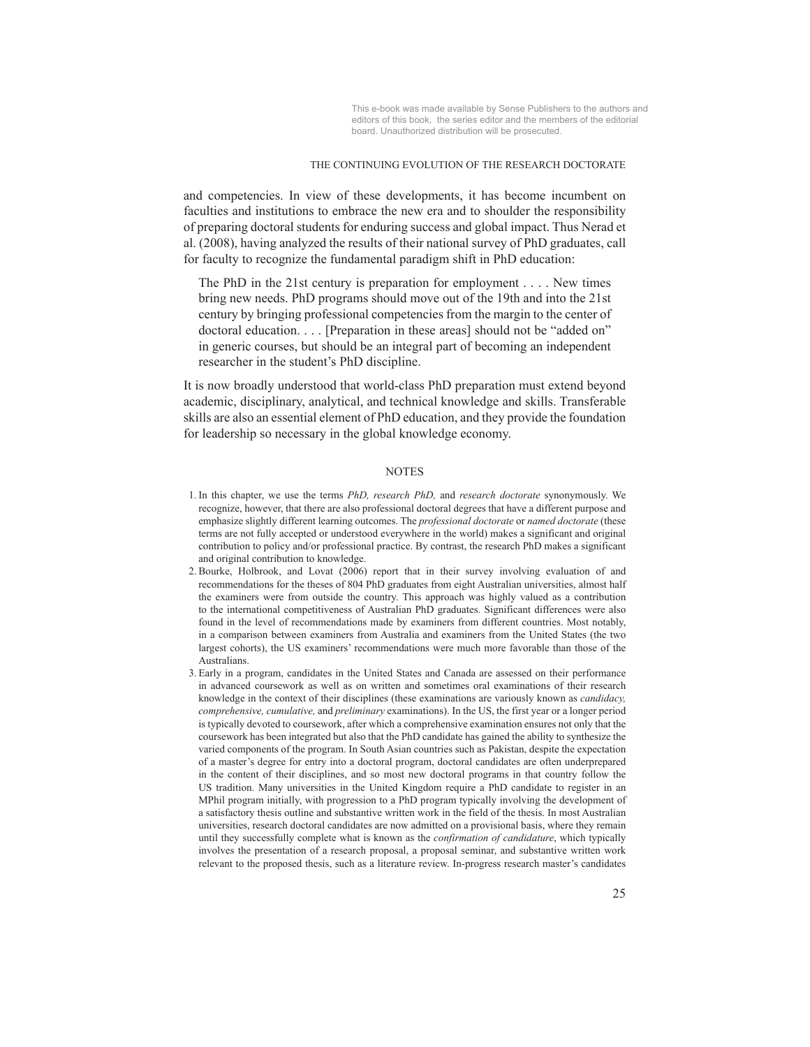and competencies. In view of these developments, it has become incumbent on faculties and institutions to embrace the new era and to shoulder the responsibility of preparing doctoral students for enduring success and global impact. Thus Nerad et al. (2008), having analyzed the results of their national survey of PhD graduates, call for faculty to recognize the fundamental paradigm shift in PhD education:

> The PhD in the 21st century is preparation for employment . . . . New times bring new needs. PhD programs should move out of the 19th and into the 21st century by bringing professional competencies from the margin to the center of doctoral education. . . . [Preparation in these areas] should not be "added on" in generic courses, but should be an integral part of becoming an independent researcher in the student's PhD discipline.

It is now broadly understood that world-class PhD preparation must extend beyond academic, disciplinary, analytical, and technical knowledge and skills. Transferable skills are also an essential element of PhD education, and they provide the foundation for leadership so necessary in the global knowledge economy.

## NOTES

1. In this chapter, we use the terms *PhD, research PhD,* and *research doctorate* synonymously. We recognize, however, that there are also professional doctoral degrees that have a different purpose and emphasize slightly different learning outcomes. The *professional doctorate* or *named doctorate* (these terms are not fully accepted or understood everywhere in the world) makes a significant and original contribution to policy and/or professional practice. By contrast, the research PhD makes a significant and original contribution to knowledge.
2. Bourke, Holbrook, and Lovat (2006) report that in their survey involving evaluation of and recommendations for the theses of 804 PhD graduates from eight Australian universities, almost half the examiners were from outside the country. This approach was highly valued as a contribution to the international competitiveness of Australian PhD graduates. Significant differences were also found in the level of recommendations made by examiners from different countries. Most notably, in a comparison between examiners from Australia and examiners from the United States (the two largest cohorts), the US examiners' recommendations were much more favorable than those of the Australians.
3. Early in a program, candidates in the United States and Canada are assessed on their performance in advanced coursework as well as on written and sometimes oral examinations of their research knowledge in the context of their disciplines (these examinations are variously known as *candidacy, comprehensive, cumulative,* and *preliminary* examinations). In the US, the first year or a longer period is typically devoted to coursework, after which a comprehensive examination ensures not only that the coursework has been integrated but also that the PhD candidate has gained the ability to synthesize the varied components of the program. In South Asian countries such as Pakistan, despite the expectation of a master's degree for entry into a doctoral program, doctoral candidates are often underprepared in the content of their disciplines, and so most new doctoral programs in that country follow the US tradition. Many universities in the United Kingdom require a PhD candidate to register in an MPhil program initially, with progression to a PhD program typically involving the development of a satisfactory thesis outline and substantive written work in the field of the thesis. In most Australian universities, research doctoral candidates are now admitted on a provisional basis, where they remain until they successfully complete what is known as the *confirmation of candidature*, which typically involves the presentation of a research proposal, a proposal seminar, and substantive written work relevant to the proposed thesis, such as a literature review. In-progress research master's candidates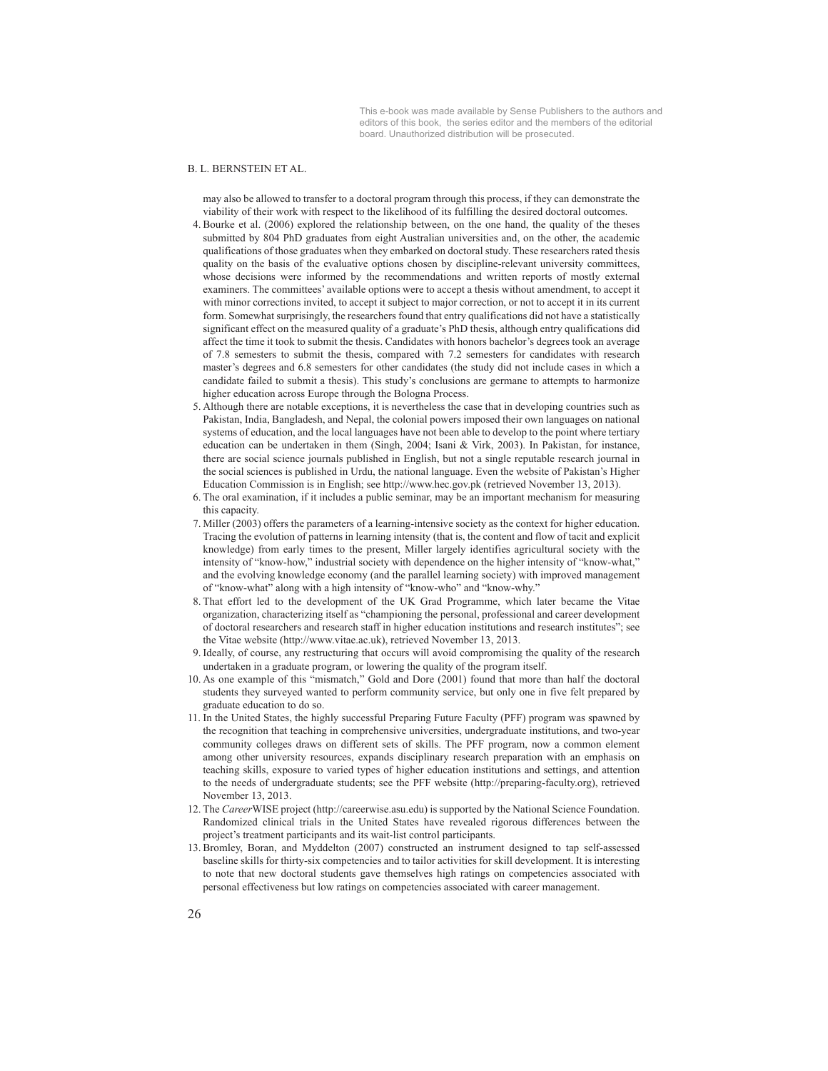may also be allowed to transfer to a doctoral program through this process, if they can demonstrate the viability of their work with respect to the likelihood of its fulfilling the desired doctoral outcomes.

4. Bourke et al. (2006) explored the relationship between, on the one hand, the quality of the theses submitted by 804 PhD graduates from eight Australian universities and, on the other, the academic qualifications of those graduates when they embarked on doctoral study. These researchers rated thesis quality on the basis of the evaluative options chosen by discipline-relevant university committees, whose decisions were informed by the recommendations and written reports of mostly external examiners. The committees' available options were to accept a thesis without amendment, to accept it with minor corrections invited, to accept it subject to major correction, or not to accept it in its current form. Somewhat surprisingly, the researchers found that entry qualifications did not have a statistically significant effect on the measured quality of a graduate's PhD thesis, although entry qualifications did affect the time it took to submit the thesis. Candidates with honors bachelor's degrees took an average of 7.8 semesters to submit the thesis, compared with 7.2 semesters for candidates with research master's degrees and 6.8 semesters for other candidates (the study did not include cases in which a candidate failed to submit a thesis). This study's conclusions are germane to attempts to harmonize higher education across Europe through the Bologna Process.
5. Although there are notable exceptions, it is nevertheless the case that in developing countries such as Pakistan, India, Bangladesh, and Nepal, the colonial powers imposed their own languages on national systems of education, and the local languages have not been able to develop to the point where tertiary education can be undertaken in them (Singh, 2004; Isani & Virk, 2003). In Pakistan, for instance, there are social science journals published in English, but not a single reputable research journal in the social sciences is published in Urdu, the national language. Even the website of Pakistan's Higher Education Commission is in English; see http://www.hec.gov.pk (retrieved November 13, 2013).
6. The oral examination, if it includes a public seminar, may be an important mechanism for measuring this capacity.
7. Miller (2003) offers the parameters of a learning-intensive society as the context for higher education. Tracing the evolution of patterns in learning intensity (that is, the content and flow of tacit and explicit knowledge) from early times to the present, Miller largely identifies agricultural society with the intensity of "know-how," industrial society with dependence on the higher intensity of "know-what," and the evolving knowledge economy (and the parallel learning society) with improved management of "know-what" along with a high intensity of "know-who" and "know-why."
8. That effort led to the development of the UK Grad Programme, which later became the Vitae organization, characterizing itself as "championing the personal, professional and career development of doctoral researchers and research staff in higher education institutions and research institutes"; see the Vitae website (http://www.vitae.ac.uk), retrieved November 13, 2013.
9. Ideally, of course, any restructuring that occurs will avoid compromising the quality of the research undertaken in a graduate program, or lowering the quality of the program itself.
10. As one example of this "mismatch," Gold and Dore (2001) found that more than half the doctoral students they surveyed wanted to perform community service, but only one in five felt prepared by graduate education to do so.
11. In the United States, the highly successful Preparing Future Faculty (PFF) program was spawned by the recognition that teaching in comprehensive universities, undergraduate institutions, and two-year community colleges draws on different sets of skills. The PFF program, now a common element among other university resources, expands disciplinary research preparation with an emphasis on teaching skills, exposure to varied types of higher education institutions and settings, and attention to the needs of undergraduate students; see the PFF website (http://preparing-faculty.org), retrieved November 13, 2013.
12. The *Career*WISE project (http://careerwise.asu.edu) is supported by the National Science Foundation. Randomized clinical trials in the United States have revealed rigorous differences between the project's treatment participants and its wait-list control participants.
13. Bromley, Boran, and Myddelton (2007) constructed an instrument designed to tap self-assessed baseline skills for thirty-six competencies and to tailor activities for skill development. It is interesting to note that new doctoral students gave themselves high ratings on competencies associated with personal effectiveness but low ratings on competencies associated with career management.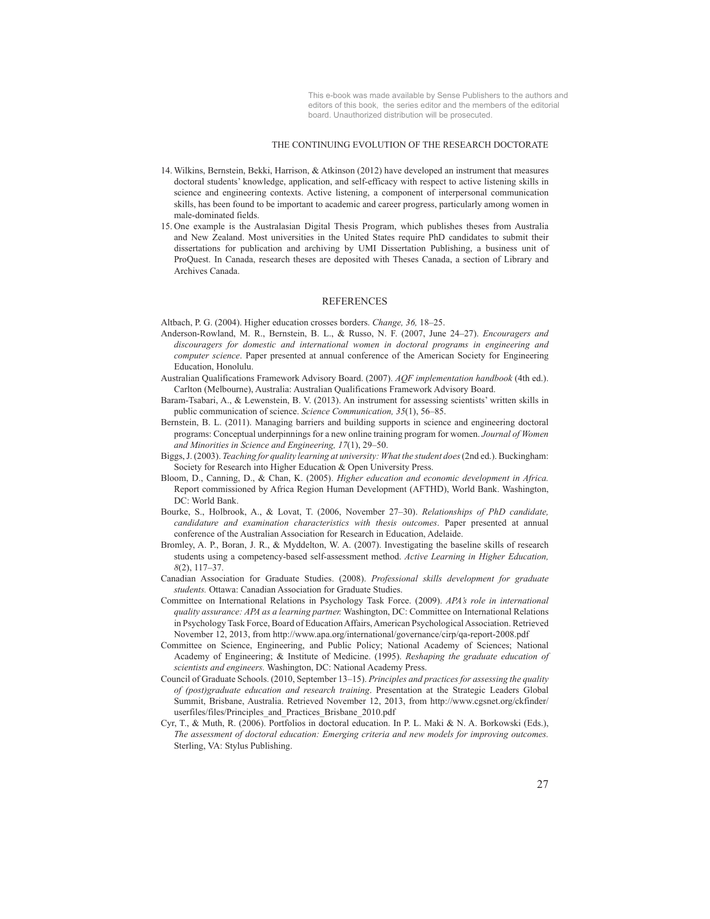14. Wilkins, Bernstein, Bekki, Harrison, & Atkinson (2012) have developed an instrument that measures doctoral students' knowledge, application, and self-efficacy with respect to active listening skills in science and engineering contexts. Active listening, a component of interpersonal communication skills, has been found to be important to academic and career progress, particularly among women in male-dominated fields.
15. One example is the Australasian Digital Thesis Program, which publishes theses from Australia and New Zealand. Most universities in the United States require PhD candidates to submit their dissertations for publication and archiving by UMI Dissertation Publishing, a business unit of ProQuest. In Canada, research theses are deposited with Theses Canada, a section of Library and Archives Canada.

## REFERENCES

Altbach, P. G. (2004). Higher education crosses borders. *Change, 36,* 18–25.

Anderson-Rowland, M. R., Bernstein, B. L., & Russo, N. F. (2007, June 24–27). *Encouragers and discouragers for domestic and international women in doctoral programs in engineering and computer science*. Paper presented at annual conference of the American Society for Engineering Education, Honolulu.

Australian Qualifications Framework Advisory Board. (2007). *AQF implementation handbook* (4th ed.). Carlton (Melbourne), Australia: Australian Qualifications Framework Advisory Board.

Baram-Tsabari, A., & Lewenstein, B. V. (2013). An instrument for assessing scientists' written skills in public communication of science. *Science Communication, 35*(1), 56–85.

Bernstein, B. L. (2011). Managing barriers and building supports in science and engineering doctoral programs: Conceptual underpinnings for a new online training program for women. *Journal of Women and Minorities in Science and Engineering, 17*(1), 29–50.

Biggs, J. (2003). *Teaching for quality learning at university: What the student does* (2nd ed.). Buckingham: Society for Research into Higher Education & Open University Press.

Bloom, D., Canning, D., & Chan, K. (2005). *Higher education and economic development in Africa.* Report commissioned by Africa Region Human Development (AFTHD), World Bank. Washington, DC: World Bank.

Bourke, S., Holbrook, A., & Lovat, T. (2006, November 27–30). *Relationships of PhD candidate, candidature and examination characteristics with thesis outcomes*. Paper presented at annual conference of the Australian Association for Research in Education, Adelaide.

Bromley, A. P., Boran, J. R., & Myddelton, W. A. (2007). Investigating the baseline skills of research students using a competency-based self-assessment method. *Active Learning in Higher Education, 8*(2), 117–37.

Canadian Association for Graduate Studies. (2008). *Professional skills development for graduate students.* Ottawa: Canadian Association for Graduate Studies.

Committee on International Relations in Psychology Task Force. (2009). *APA's role in international quality assurance: APA as a learning partner.* Washington, DC: Committee on International Relations in Psychology Task Force, Board of Education Affairs, American Psychological Association. Retrieved November 12, 2013, from http://www.apa.org/international/governance/cirp/qa-report-2008.pdf

Committee on Science, Engineering, and Public Policy; National Academy of Sciences; National Academy of Engineering; & Institute of Medicine. (1995). *Reshaping the graduate education of scientists and engineers.* Washington, DC: National Academy Press.

Council of Graduate Schools. (2010, September 13–15). *Principles and practices for assessing the quality of (post)graduate education and research training*. Presentation at the Strategic Leaders Global Summit, Brisbane, Australia. Retrieved November 12, 2013, from http://www.cgsnet.org/ckfinder/userfiles/files/Principles_and_Practices_Brisbane_2010.pdf

Cyr, T., & Muth, R. (2006). Portfolios in doctoral education. In P. L. Maki & N. A. Borkowski (Eds.), *The assessment of doctoral education: Emerging criteria and new models for improving outcomes.* Sterling, VA: Stylus Publishing.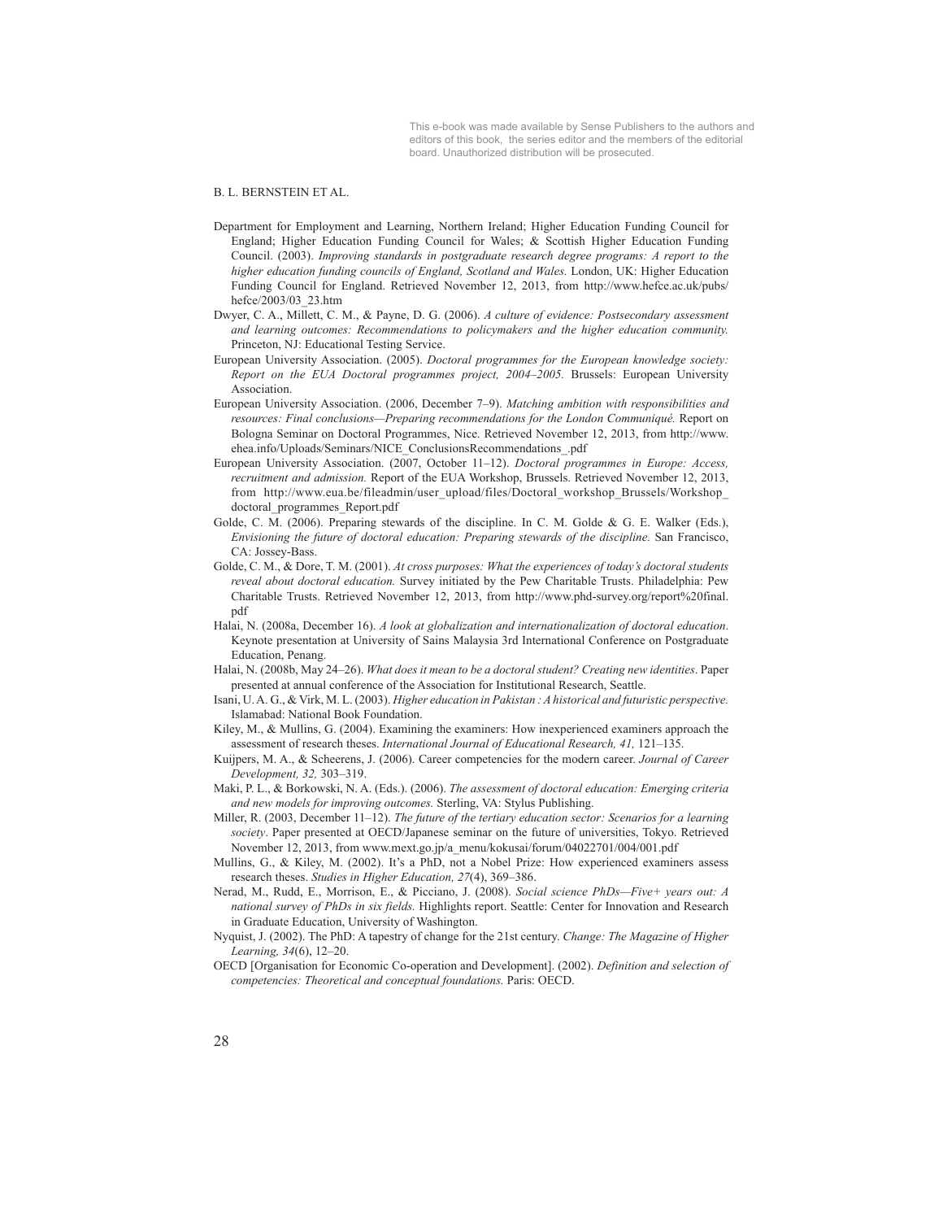Department for Employment and Learning, Northern Ireland; Higher Education Funding Council for England; Higher Education Funding Council for Wales; & Scottish Higher Education Funding Council. (2003). *Improving standards in postgraduate research degree programs: A report to the higher education funding councils of England, Scotland and Wales.* London, UK: Higher Education Funding Council for England. Retrieved November 12, 2013, from http://www.hefce.ac.uk/pubs/hefce/2003/03_23.htm

Dwyer, C. A., Millett, C. M., & Payne, D. G. (2006). *A culture of evidence: Postsecondary assessment and learning outcomes: Recommendations to policymakers and the higher education community.* Princeton, NJ: Educational Testing Service.

European University Association. (2005). *Doctoral programmes for the European knowledge society: Report on the EUA Doctoral programmes project, 2004–2005.* Brussels: European University Association.

European University Association. (2006, December 7–9). *Matching ambition with responsibilities and resources: Final conclusions—Preparing recommendations for the London Communiqué.* Report on Bologna Seminar on Doctoral Programmes, Nice. Retrieved November 12, 2013, from http://www.ehea.info/Uploads/Seminars/NICE_ConclusionsRecommendations_.pdf

European University Association. (2007, October 11–12). *Doctoral programmes in Europe: Access, recruitment and admission.* Report of the EUA Workshop, Brussels. Retrieved November 12, 2013, from http://www.eua.be/fileadmin/user_upload/files/Doctoral_workshop_Brussels/Workshop_doctoral_programmes_Report.pdf

Golde, C. M. (2006). Preparing stewards of the discipline. In C. M. Golde & G. E. Walker (Eds.), *Envisioning the future of doctoral education: Preparing stewards of the discipline.* San Francisco, CA: Jossey-Bass.

Golde, C. M., & Dore, T. M. (2001). *At cross purposes: What the experiences of today's doctoral students reveal about doctoral education.* Survey initiated by the Pew Charitable Trusts. Philadelphia: Pew Charitable Trusts. Retrieved November 12, 2013, from http://www.phd-survey.org/report%20final.pdf

Halai, N. (2008a, December 16). *A look at globalization and internationalization of doctoral education*. Keynote presentation at University of Sains Malaysia 3rd International Conference on Postgraduate Education, Penang.

Halai, N. (2008b, May 24–26). *What does it mean to be a doctoral student? Creating new identities*. Paper presented at annual conference of the Association for Institutional Research, Seattle.

Isani, U. A. G., & Virk, M. L. (2003). *Higher education in Pakistan : A historical and futuristic perspective.* Islamabad: National Book Foundation.

Kiley, M., & Mullins, G. (2004). Examining the examiners: How inexperienced examiners approach the assessment of research theses. *International Journal of Educational Research, 41,* 121–135.

Kuijpers, M. A., & Scheerens, J. (2006). Career competencies for the modern career. *Journal of Career Development, 32,* 303–319.

Maki, P. L., & Borkowski, N. A. (Eds.). (2006). *The assessment of doctoral education: Emerging criteria and new models for improving outcomes.* Sterling, VA: Stylus Publishing.

Miller, R. (2003, December 11–12). *The future of the tertiary education sector: Scenarios for a learning society*. Paper presented at OECD/Japanese seminar on the future of universities, Tokyo. Retrieved November 12, 2013, from www.mext.go.jp/a_menu/kokusai/forum/04022701/004/001.pdf

Mullins, G., & Kiley, M. (2002). It's a PhD, not a Nobel Prize: How experienced examiners assess research theses. *Studies in Higher Education, 27*(4), 369–386.

Nerad, M., Rudd, E., Morrison, E., & Picciano, J. (2008). *Social science PhDs—Five+ years out: A national survey of PhDs in six fields.* Highlights report. Seattle: Center for Innovation and Research in Graduate Education, University of Washington.

Nyquist, J. (2002). The PhD: A tapestry of change for the 21st century. *Change: The Magazine of Higher Learning, 34*(6), 12–20.

OECD [Organisation for Economic Co-operation and Development]. (2002). *Definition and selection of competencies: Theoretical and conceptual foundations.* Paris: OECD.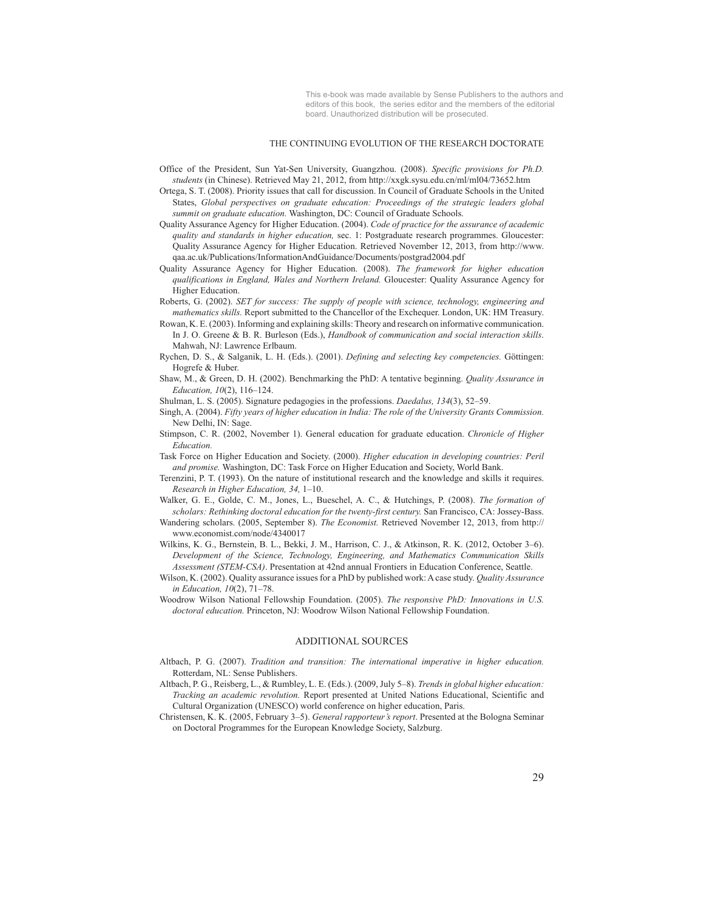Office of the President, Sun Yat-Sen University, Guangzhou. (2008). *Specific provisions for Ph.D. students* (in Chinese). Retrieved May 21, 2012, from http://xxgk.sysu.edu.cn/ml/ml04/73652.htm

Ortega, S. T. (2008). Priority issues that call for discussion. In Council of Graduate Schools in the United States, *Global perspectives on graduate education: Proceedings of the strategic leaders global summit on graduate education.* Washington, DC: Council of Graduate Schools.

Quality Assurance Agency for Higher Education. (2004). *Code of practice for the assurance of academic quality and standards in higher education,* sec. 1: Postgraduate research programmes. Gloucester: Quality Assurance Agency for Higher Education. Retrieved November 12, 2013, from http://www.qaa.ac.uk/Publications/InformationAndGuidance/Documents/postgrad2004.pdf

Quality Assurance Agency for Higher Education. (2008). *The framework for higher education qualifications in England, Wales and Northern Ireland.* Gloucester: Quality Assurance Agency for Higher Education.

Roberts, G. (2002). *SET for success: The supply of people with science, technology, engineering and mathematics skills.* Report submitted to the Chancellor of the Exchequer. London, UK: HM Treasury.

Rowan, K. E. (2003). Informing and explaining skills: Theory and research on informative communication. In J. O. Greene & B. R. Burleson (Eds.), *Handbook of communication and social interaction skills*. Mahwah, NJ: Lawrence Erlbaum.

Rychen, D. S., & Salganik, L. H. (Eds.). (2001). *Defining and selecting key competencies.* Göttingen: Hogrefe & Huber.

Shaw, M., & Green, D. H. (2002). Benchmarking the PhD: A tentative beginning. *Quality Assurance in Education, 10*(2), 116–124.

Shulman, L. S. (2005). Signature pedagogies in the professions. *Daedalus, 134*(3), 52–59.

Singh, A. (2004). *Fifty years of higher education in India: The role of the University Grants Commission.* New Delhi, IN: Sage.

Stimpson, C. R. (2002, November 1). General education for graduate education. *Chronicle of Higher Education.*

Task Force on Higher Education and Society. (2000). *Higher education in developing countries: Peril and promise.* Washington, DC: Task Force on Higher Education and Society, World Bank.

Terenzini, P. T. (1993). On the nature of institutional research and the knowledge and skills it requires. *Research in Higher Education, 34,* 1–10.

Walker, G. E., Golde, C. M., Jones, L., Bueschel, A. C., & Hutchings, P. (2008). *The formation of scholars: Rethinking doctoral education for the twenty-first century.* San Francisco, CA: Jossey-Bass.

Wandering scholars. (2005, September 8). *The Economist.* Retrieved November 12, 2013, from http://www.economist.com/node/4340017

Wilkins, K. G., Bernstein, B. L., Bekki, J. M., Harrison, C. J., & Atkinson, R. K. (2012, October 3–6). *Development of the Science, Technology, Engineering, and Mathematics Communication Skills Assessment (STEM-CSA)*. Presentation at 42nd annual Frontiers in Education Conference, Seattle.

Wilson, K. (2002). Quality assurance issues for a PhD by published work: A case study. *Quality Assurance in Education, 10*(2), 71–78.

Woodrow Wilson National Fellowship Foundation. (2005). *The responsive PhD: Innovations in U.S. doctoral education.* Princeton, NJ: Woodrow Wilson National Fellowship Foundation.

## ADDITIONAL SOURCES

Altbach, P. G. (2007). *Tradition and transition: The international imperative in higher education.* Rotterdam, NL: Sense Publishers.

Altbach, P. G., Reisberg, L., & Rumbley, L. E. (Eds.). (2009, July 5–8). *Trends in global higher education: Tracking an academic revolution.* Report presented at United Nations Educational, Scientific and Cultural Organization (UNESCO) world conference on higher education, Paris.

Christensen, K. K. (2005, February 3–5). *General rapporteur's report*. Presented at the Bologna Seminar on Doctoral Programmes for the European Knowledge Society, Salzburg.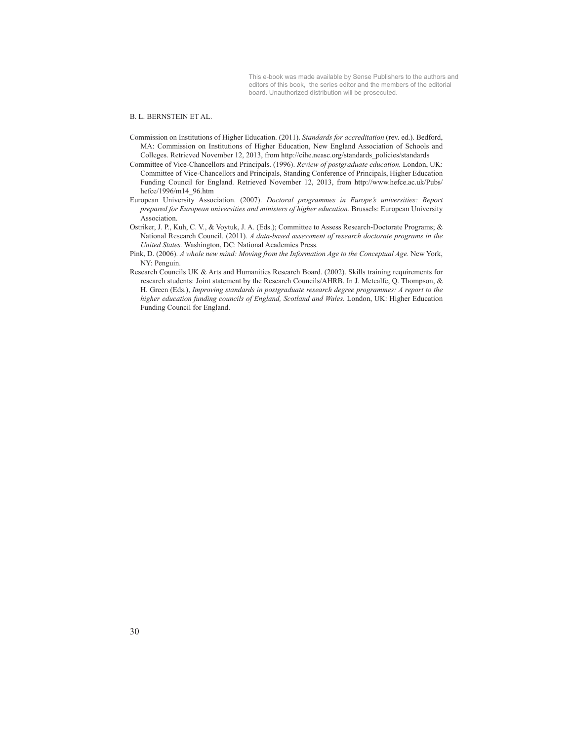Commission on Institutions of Higher Education. (2011). *Standards for accreditation* (rev. ed.). Bedford, MA: Commission on Institutions of Higher Education, New England Association of Schools and Colleges. Retrieved November 12, 2013, from http://cihe.neasc.org/standards_policies/standards

Committee of Vice-Chancellors and Principals. (1996). *Review of postgraduate education.* London, UK: Committee of Vice-Chancellors and Principals, Standing Conference of Principals, Higher Education Funding Council for England. Retrieved November 12, 2013, from http://www.hefce.ac.uk/Pubs/hefce/1996/m14_96.htm

European University Association. (2007). *Doctoral programmes in Europe's universities: Report prepared for European universities and ministers of higher education.* Brussels: European University Association.

Ostriker, J. P., Kuh, C. V., & Voytuk, J. A. (Eds.); Committee to Assess Research-Doctorate Programs; & National Research Council. (2011). *A data-based assessment of research doctorate programs in the United States.* Washington, DC: National Academies Press.

Pink, D. (2006). *A whole new mind: Moving from the Information Age to the Conceptual Age.* New York, NY: Penguin.

Research Councils UK & Arts and Humanities Research Board. (2002). Skills training requirements for research students: Joint statement by the Research Councils/AHRB. In J. Metcalfe, Q. Thompson, & H. Green (Eds.), *Improving standards in postgraduate research degree programmes: A report to the higher education funding councils of England, Scotland and Wales.* London, UK: Higher Education Funding Council for England.